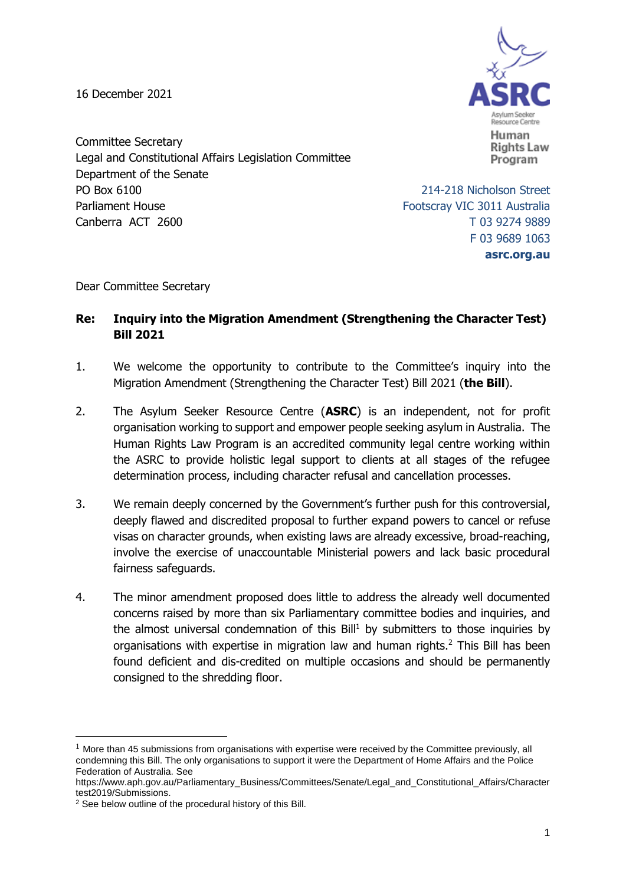16 December 2021

ASRC
Asylum Seeker Resource Centre
Human Rights Law Program

214-218 Nicholson Street
Footscray VIC 3011 Australia
T 03 9274 9889
F 03 9689 1063
**asrc.org.au**

Committee Secretary
Legal and Constitutional Affairs Legislation Committee
Department of the Senate
PO Box 6100
Parliament House
Canberra ACT 2600

Dear Committee Secretary

**Re: Inquiry into the Migration Amendment (Strengthening the Character Test) Bill 2021**

1. We welcome the opportunity to contribute to the Committee's inquiry into the Migration Amendment (Strengthening the Character Test) Bill 2021 (**the Bill**).

2. The Asylum Seeker Resource Centre (**ASRC**) is an independent, not for profit organisation working to support and empower people seeking asylum in Australia. The Human Rights Law Program is an accredited community legal centre working within the ASRC to provide holistic legal support to clients at all stages of the refugee determination process, including character refusal and cancellation processes.

3. We remain deeply concerned by the Government's further push for this controversial, deeply flawed and discredited proposal to further expand powers to cancel or refuse visas on character grounds, when existing laws are already excessive, broad-reaching, involve the exercise of unaccountable Ministerial powers and lack basic procedural fairness safeguards.

4. The minor amendment proposed does little to address the already well documented concerns raised by more than six Parliamentary committee bodies and inquiries, and the almost universal condemnation of this Bill[1] by submitters to those inquiries by organisations with expertise in migration law and human rights.[2] This Bill has been found deficient and dis-credited on multiple occasions and should be permanently consigned to the shredding floor.

---

[1] More than 45 submissions from organisations with expertise were received by the Committee previously, all condemning this Bill. The only organisations to support it were the Department of Home Affairs and the Police Federation of Australia. See https://www.aph.gov.au/Parliamentary_Business/Committees/Senate/Legal_and_Constitutional_Affairs/Charactertest2019/Submissions.

[2] See below outline of the procedural history of this Bill.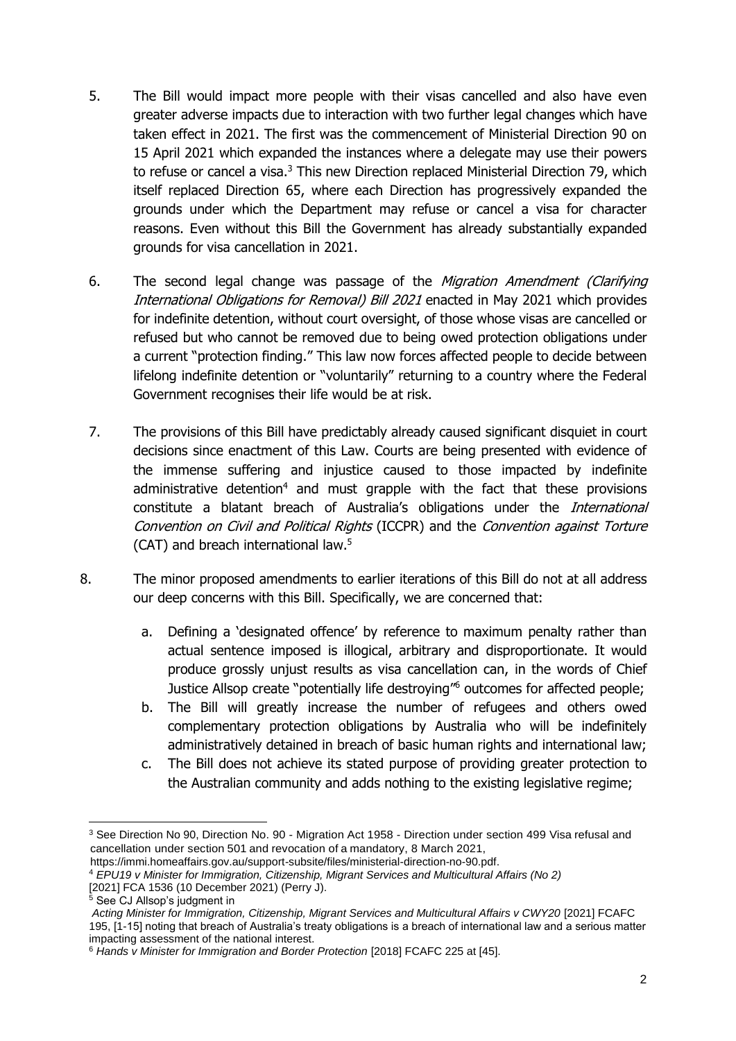5. The Bill would impact more people with their visas cancelled and also have even greater adverse impacts due to interaction with two further legal changes which have taken effect in 2021. The first was the commencement of Ministerial Direction 90 on 15 April 2021 which expanded the instances where a delegate may use their powers to refuse or cancel a visa.[3] This new Direction replaced Ministerial Direction 79, which itself replaced Direction 65, where each Direction has progressively expanded the grounds under which the Department may refuse or cancel a visa for character reasons. Even without this Bill the Government has already substantially expanded grounds for visa cancellation in 2021.

6. The second legal change was passage of the *Migration Amendment (Clarifying International Obligations for Removal) Bill 2021* enacted in May 2021 which provides for indefinite detention, without court oversight, of those whose visas are cancelled or refused but who cannot be removed due to being owed protection obligations under a current "protection finding." This law now forces affected people to decide between lifelong indefinite detention or "voluntarily" returning to a country where the Federal Government recognises their life would be at risk.

7. The provisions of this Bill have predictably already caused significant disquiet in court decisions since enactment of this Law. Courts are being presented with evidence of the immense suffering and injustice caused to those impacted by indefinite administrative detention[4] and must grapple with the fact that these provisions constitute a blatant breach of Australia's obligations under the *International Convention on Civil and Political Rights* (ICCPR) and the *Convention against Torture* (CAT) and breach international law.[5]

8. The minor proposed amendments to earlier iterations of this Bill do not at all address our deep concerns with this Bill. Specifically, we are concerned that:

   a. Defining a 'designated offence' by reference to maximum penalty rather than actual sentence imposed is illogical, arbitrary and disproportionate. It would produce grossly unjust results as visa cancellation can, in the words of Chief Justice Allsop create "potentially life destroying"[6] outcomes for affected people;
   b. The Bill will greatly increase the number of refugees and others owed complementary protection obligations by Australia who will be indefinitely administratively detained in breach of basic human rights and international law;
   c. The Bill does not achieve its stated purpose of providing greater protection to the Australian community and adds nothing to the existing legislative regime;

---

[3] See Direction No 90, Direction No. 90 - Migration Act 1958 - Direction under section 499 Visa refusal and cancellation under section 501 and revocation of a mandatory, 8 March 2021, https://immi.homeaffairs.gov.au/support-subsite/files/ministerial-direction-no-90.pdf.

[4] *EPU19 v Minister for Immigration, Citizenship, Migrant Services and Multicultural Affairs (No 2)* [2021] FCA 1536 (10 December 2021) (Perry J).

[5] See CJ Allsop's judgment in *Acting Minister for Immigration, Citizenship, Migrant Services and Multicultural Affairs v CWY20* [2021] FCAFC 195, [1-15] noting that breach of Australia's treaty obligations is a breach of international law and a serious matter impacting assessment of the national interest.

[6] *Hands v Minister for Immigration and Border Protection* [2018] FCAFC 225 at [45].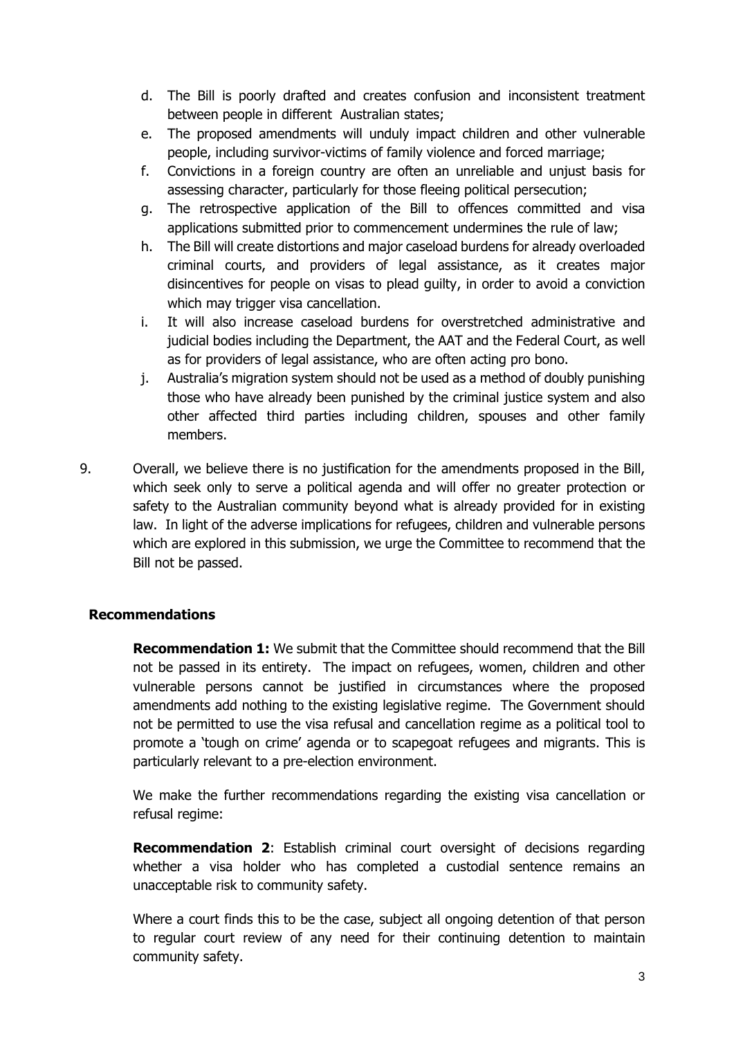d. The Bill is poorly drafted and creates confusion and inconsistent treatment between people in different Australian states;

e. The proposed amendments will unduly impact children and other vulnerable people, including survivor-victims of family violence and forced marriage;

f. Convictions in a foreign country are often an unreliable and unjust basis for assessing character, particularly for those fleeing political persecution;

g. The retrospective application of the Bill to offences committed and visa applications submitted prior to commencement undermines the rule of law;

h. The Bill will create distortions and major caseload burdens for already overloaded criminal courts, and providers of legal assistance, as it creates major disincentives for people on visas to plead guilty, in order to avoid a conviction which may trigger visa cancellation.

i. It will also increase caseload burdens for overstretched administrative and judicial bodies including the Department, the AAT and the Federal Court, as well as for providers of legal assistance, who are often acting pro bono.

j. Australia's migration system should not be used as a method of doubly punishing those who have already been punished by the criminal justice system and also other affected third parties including children, spouses and other family members.

9. Overall, we believe there is no justification for the amendments proposed in the Bill, which seek only to serve a political agenda and will offer no greater protection or safety to the Australian community beyond what is already provided for in existing law. In light of the adverse implications for refugees, children and vulnerable persons which are explored in this submission, we urge the Committee to recommend that the Bill not be passed.

## Recommendations

**Recommendation 1:** We submit that the Committee should recommend that the Bill not be passed in its entirety. The impact on refugees, women, children and other vulnerable persons cannot be justified in circumstances where the proposed amendments add nothing to the existing legislative regime. The Government should not be permitted to use the visa refusal and cancellation regime as a political tool to promote a 'tough on crime' agenda or to scapegoat refugees and migrants. This is particularly relevant to a pre-election environment.

We make the further recommendations regarding the existing visa cancellation or refusal regime:

**Recommendation 2**: Establish criminal court oversight of decisions regarding whether a visa holder who has completed a custodial sentence remains an unacceptable risk to community safety.

Where a court finds this to be the case, subject all ongoing detention of that person to regular court review of any need for their continuing detention to maintain community safety.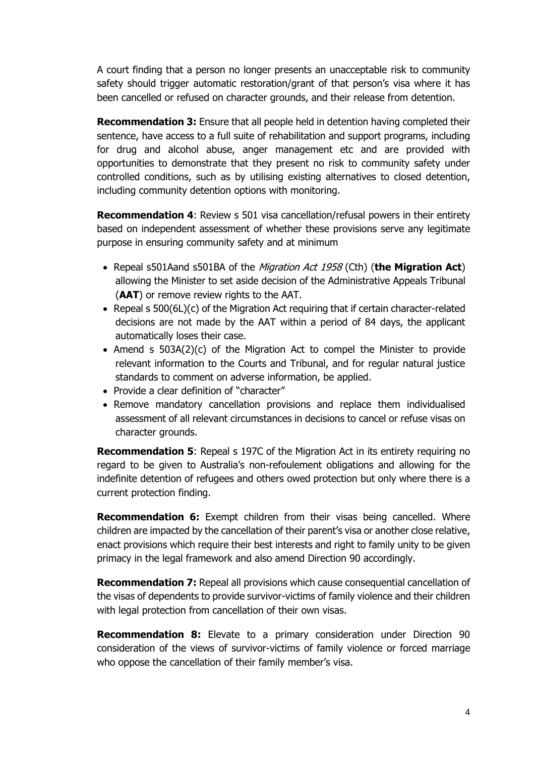A court finding that a person no longer presents an unacceptable risk to community safety should trigger automatic restoration/grant of that person's visa where it has been cancelled or refused on character grounds, and their release from detention.

**Recommendation 3:** Ensure that all people held in detention having completed their sentence, have access to a full suite of rehabilitation and support programs, including for drug and alcohol abuse, anger management etc and are provided with opportunities to demonstrate that they present no risk to community safety under controlled conditions, such as by utilising existing alternatives to closed detention, including community detention options with monitoring.

**Recommendation 4**: Review s 501 visa cancellation/refusal powers in their entirety based on independent assessment of whether these provisions serve any legitimate purpose in ensuring community safety and at minimum

- Repeal s501Aand s501BA of the *Migration Act 1958* (Cth) (**the Migration Act**) allowing the Minister to set aside decision of the Administrative Appeals Tribunal (**AAT**) or remove review rights to the AAT.
- Repeal s 500(6L)(c) of the Migration Act requiring that if certain character-related decisions are not made by the AAT within a period of 84 days, the applicant automatically loses their case.
- Amend s 503A(2)(c) of the Migration Act to compel the Minister to provide relevant information to the Courts and Tribunal, and for regular natural justice standards to comment on adverse information, be applied.
- Provide a clear definition of "character"
- Remove mandatory cancellation provisions and replace them individualised assessment of all relevant circumstances in decisions to cancel or refuse visas on character grounds.

**Recommendation 5**: Repeal s 197C of the Migration Act in its entirety requiring no regard to be given to Australia's non-refoulement obligations and allowing for the indefinite detention of refugees and others owed protection but only where there is a current protection finding.

**Recommendation 6:** Exempt children from their visas being cancelled. Where children are impacted by the cancellation of their parent's visa or another close relative, enact provisions which require their best interests and right to family unity to be given primacy in the legal framework and also amend Direction 90 accordingly.

**Recommendation 7:** Repeal all provisions which cause consequential cancellation of the visas of dependents to provide survivor-victims of family violence and their children with legal protection from cancellation of their own visas.

**Recommendation 8:** Elevate to a primary consideration under Direction 90 consideration of the views of survivor-victims of family violence or forced marriage who oppose the cancellation of their family member's visa.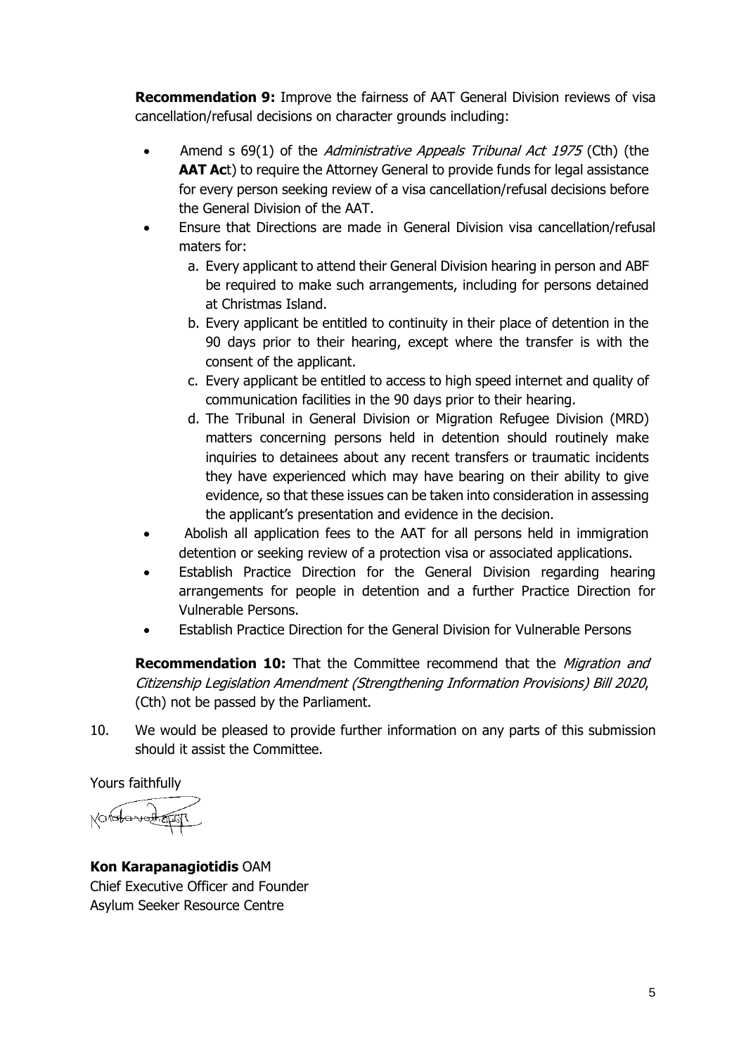**Recommendation 9:** Improve the fairness of AAT General Division reviews of visa cancellation/refusal decisions on character grounds including:

- Amend s 69(1) of the *Administrative Appeals Tribunal Act 1975* (Cth) (the **AAT Ac**t) to require the Attorney General to provide funds for legal assistance for every person seeking review of a visa cancellation/refusal decisions before the General Division of the AAT.
- Ensure that Directions are made in General Division visa cancellation/refusal maters for:
    a. Every applicant to attend their General Division hearing in person and ABF be required to make such arrangements, including for persons detained at Christmas Island.
    b. Every applicant be entitled to continuity in their place of detention in the 90 days prior to their hearing, except where the transfer is with the consent of the applicant.
    c. Every applicant be entitled to access to high speed internet and quality of communication facilities in the 90 days prior to their hearing.
    d. The Tribunal in General Division or Migration Refugee Division (MRD) matters concerning persons held in detention should routinely make inquiries to detainees about any recent transfers or traumatic incidents they have experienced which may have bearing on their ability to give evidence, so that these issues can be taken into consideration in assessing the applicant's presentation and evidence in the decision.
- Abolish all application fees to the AAT for all persons held in immigration detention or seeking review of a protection visa or associated applications.
- Establish Practice Direction for the General Division regarding hearing arrangements for people in detention and a further Practice Direction for Vulnerable Persons.
- Establish Practice Direction for the General Division for Vulnerable Persons

**Recommendation 10:** That the Committee recommend that the *Migration and Citizenship Legislation Amendment (Strengthening Information Provisions) Bill 2020*, (Cth) not be passed by the Parliament.

10. We would be pleased to provide further information on any parts of this submission should it assist the Committee.

Yours faithfully

**Kon Karapanagiotidis** OAM
Chief Executive Officer and Founder
Asylum Seeker Resource Centre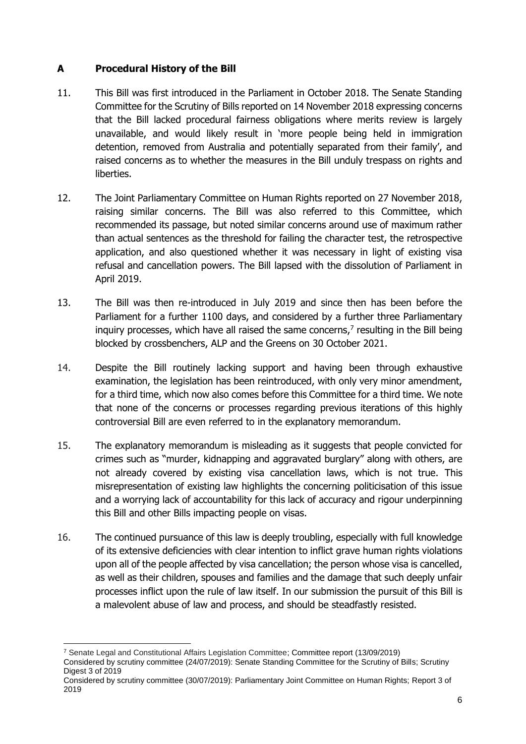## A Procedural History of the Bill

11. This Bill was first introduced in the Parliament in October 2018. The Senate Standing Committee for the Scrutiny of Bills reported on 14 November 2018 expressing concerns that the Bill lacked procedural fairness obligations where merits review is largely unavailable, and would likely result in 'more people being held in immigration detention, removed from Australia and potentially separated from their family', and raised concerns as to whether the measures in the Bill unduly trespass on rights and liberties.

12. The Joint Parliamentary Committee on Human Rights reported on 27 November 2018, raising similar concerns. The Bill was also referred to this Committee, which recommended its passage, but noted similar concerns around use of maximum rather than actual sentences as the threshold for failing the character test, the retrospective application, and also questioned whether it was necessary in light of existing visa refusal and cancellation powers. The Bill lapsed with the dissolution of Parliament in April 2019.

13. The Bill was then re-introduced in July 2019 and since then has been before the Parliament for a further 1100 days, and considered by a further three Parliamentary inquiry processes, which have all raised the same concerns,[7] resulting in the Bill being blocked by crossbenchers, ALP and the Greens on 30 October 2021.

14. Despite the Bill routinely lacking support and having been through exhaustive examination, the legislation has been reintroduced, with only very minor amendment, for a third time, which now also comes before this Committee for a third time. We note that none of the concerns or processes regarding previous iterations of this highly controversial Bill are even referred to in the explanatory memorandum.

15. The explanatory memorandum is misleading as it suggests that people convicted for crimes such as "murder, kidnapping and aggravated burglary" along with others, are not already covered by existing visa cancellation laws, which is not true. This misrepresentation of existing law highlights the concerning politicisation of this issue and a worrying lack of accountability for this lack of accuracy and rigour underpinning this Bill and other Bills impacting people on visas.

16. The continued pursuance of this law is deeply troubling, especially with full knowledge of its extensive deficiencies with clear intention to inflict grave human rights violations upon all of the people affected by visa cancellation; the person whose visa is cancelled, as well as their children, spouses and families and the damage that such deeply unfair processes inflict upon the rule of law itself. In our submission the pursuit of this Bill is a malevolent abuse of law and process, and should be steadfastly resisted.

---

[7] Senate Legal and Constitutional Affairs Legislation Committee; Committee report (13/09/2019)
Considered by scrutiny committee (24/07/2019): Senate Standing Committee for the Scrutiny of Bills; Scrutiny Digest 3 of 2019
Considered by scrutiny committee (30/07/2019): Parliamentary Joint Committee on Human Rights; Report 3 of 2019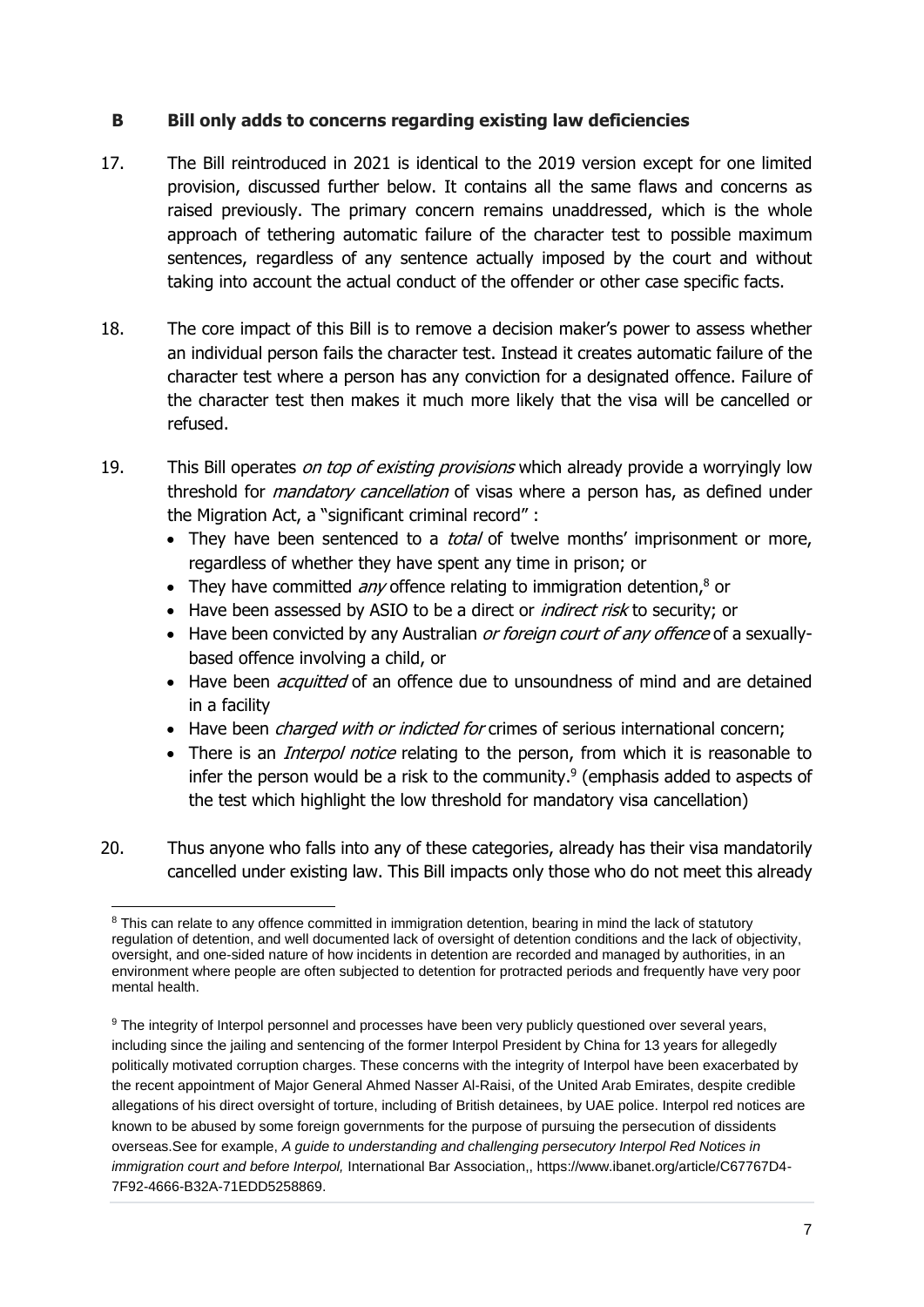## B Bill only adds to concerns regarding existing law deficiencies

17. The Bill reintroduced in 2021 is identical to the 2019 version except for one limited provision, discussed further below. It contains all the same flaws and concerns as raised previously. The primary concern remains unaddressed, which is the whole approach of tethering automatic failure of the character test to possible maximum sentences, regardless of any sentence actually imposed by the court and without taking into account the actual conduct of the offender or other case specific facts.

18. The core impact of this Bill is to remove a decision maker's power to assess whether an individual person fails the character test. Instead it creates automatic failure of the character test where a person has any conviction for a designated offence. Failure of the character test then makes it much more likely that the visa will be cancelled or refused.

19. This Bill operates *on top of existing provisions* which already provide a worryingly low threshold for *mandatory cancellation* of visas where a person has, as defined under the Migration Act, a "significant criminal record" :
    - They have been sentenced to a *total* of twelve months' imprisonment or more, regardless of whether they have spent any time in prison; or
    - They have committed *any* offence relating to immigration detention,[8] or
    - Have been assessed by ASIO to be a direct or *indirect risk* to security; or
    - Have been convicted by any Australian *or foreign court of any offence* of a sexually-based offence involving a child, or
    - Have been *acquitted* of an offence due to unsoundness of mind and are detained in a facility
    - Have been *charged with or indicted for* crimes of serious international concern;
    - There is an *Interpol notice* relating to the person, from which it is reasonable to infer the person would be a risk to the community.[9] (emphasis added to aspects of the test which highlight the low threshold for mandatory visa cancellation)

20. Thus anyone who falls into any of these categories, already has their visa mandatorily cancelled under existing law. This Bill impacts only those who do not meet this already

---

[8] This can relate to any offence committed in immigration detention, bearing in mind the lack of statutory regulation of detention, and well documented lack of oversight of detention conditions and the lack of objectivity, oversight, and one-sided nature of how incidents in detention are recorded and managed by authorities, in an environment where people are often subjected to detention for protracted periods and frequently have very poor mental health.

[9] The integrity of Interpol personnel and processes have been very publicly questioned over several years, including since the jailing and sentencing of the former Interpol President by China for 13 years for allegedly politically motivated corruption charges. These concerns with the integrity of Interpol have been exacerbated by the recent appointment of Major General Ahmed Nasser Al-Raisi, of the United Arab Emirates, despite credible allegations of his direct oversight of torture, including of British detainees, by UAE police. Interpol red notices are known to be abused by some foreign governments for the purpose of pursuing the persecution of dissidents overseas.See for example, *A guide to understanding and challenging persecutory Interpol Red Notices in immigration court and before Interpol,* International Bar Association,, https://www.ibanet.org/article/C67767D4-7F92-4666-B32A-71EDD5258869.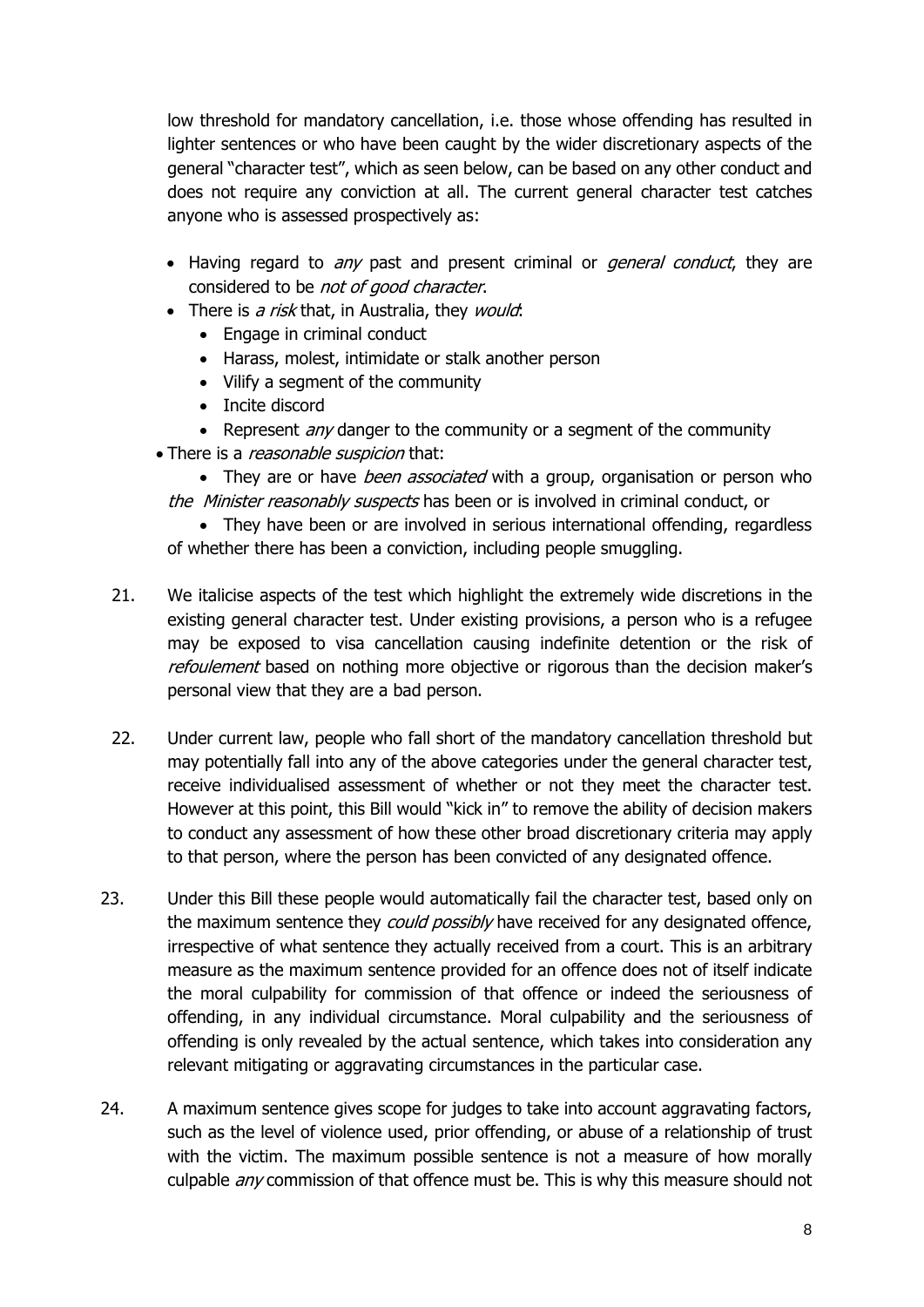low threshold for mandatory cancellation, i.e. those whose offending has resulted in lighter sentences or who have been caught by the wider discretionary aspects of the general "character test", which as seen below, can be based on any other conduct and does not require any conviction at all. The current general character test catches anyone who is assessed prospectively as:

- Having regard to *any* past and present criminal or *general conduct*, they are considered to be *not of good character*.
- There is *a risk* that, in Australia, they *would*:
  - Engage in criminal conduct
  - Harass, molest, intimidate or stalk another person
  - Vilify a segment of the community
  - Incite discord
  - Represent *any* danger to the community or a segment of the community
- There is a *reasonable suspicion* that:
  - They are or have *been associated* with a group, organisation or person who *the Minister reasonably suspects* has been or is involved in criminal conduct, or
  - They have been or are involved in serious international offending, regardless of whether there has been a conviction, including people smuggling.

21. We italicise aspects of the test which highlight the extremely wide discretions in the existing general character test. Under existing provisions, a person who is a refugee may be exposed to visa cancellation causing indefinite detention or the risk of *refoulement* based on nothing more objective or rigorous than the decision maker's personal view that they are a bad person.

22. Under current law, people who fall short of the mandatory cancellation threshold but may potentially fall into any of the above categories under the general character test, receive individualised assessment of whether or not they meet the character test. However at this point, this Bill would "kick in" to remove the ability of decision makers to conduct any assessment of how these other broad discretionary criteria may apply to that person, where the person has been convicted of any designated offence.

23. Under this Bill these people would automatically fail the character test, based only on the maximum sentence they *could possibly* have received for any designated offence, irrespective of what sentence they actually received from a court. This is an arbitrary measure as the maximum sentence provided for an offence does not of itself indicate the moral culpability for commission of that offence or indeed the seriousness of offending, in any individual circumstance. Moral culpability and the seriousness of offending is only revealed by the actual sentence, which takes into consideration any relevant mitigating or aggravating circumstances in the particular case.

24. A maximum sentence gives scope for judges to take into account aggravating factors, such as the level of violence used, prior offending, or abuse of a relationship of trust with the victim. The maximum possible sentence is not a measure of how morally culpable *any* commission of that offence must be. This is why this measure should not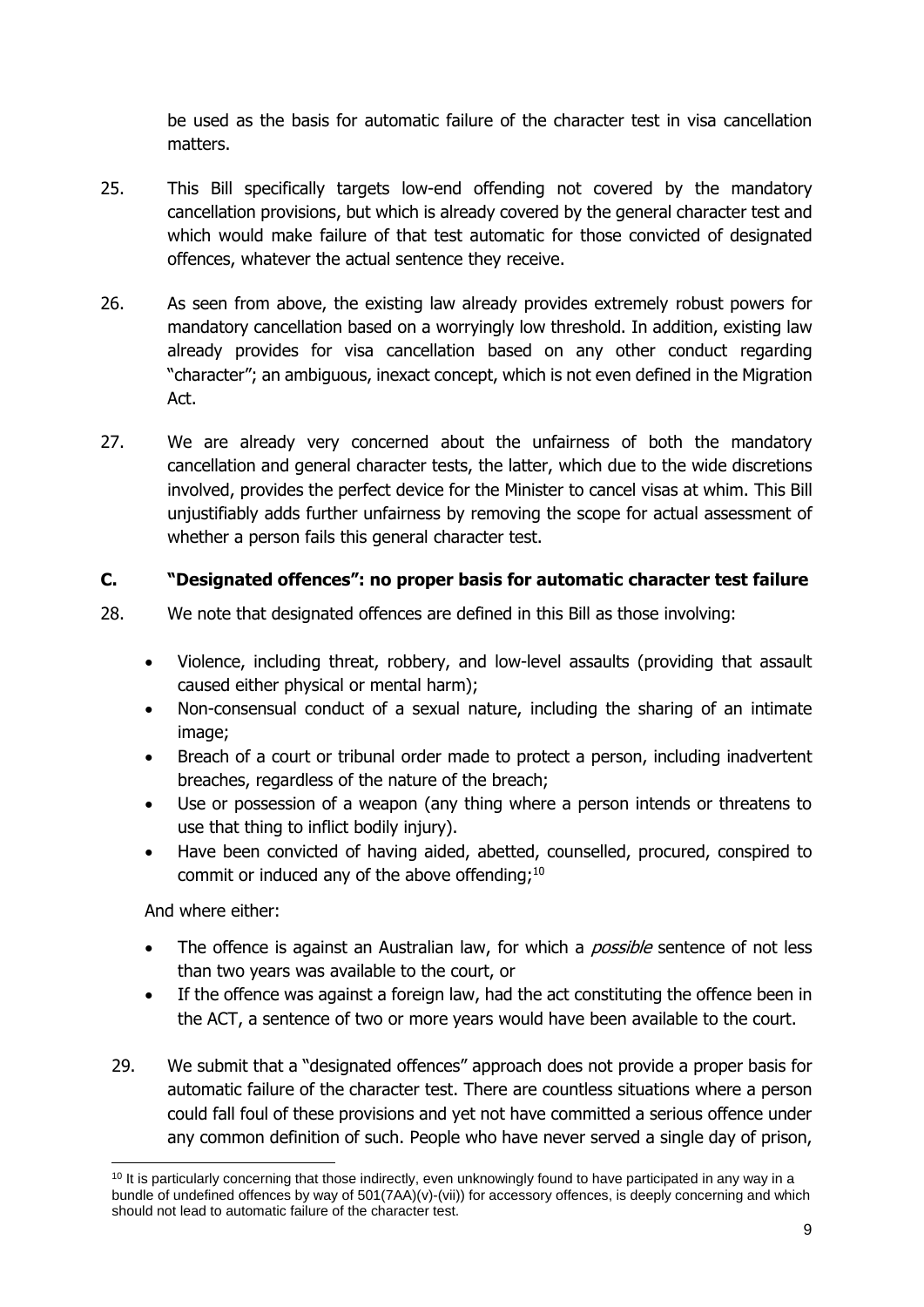be used as the basis for automatic failure of the character test in visa cancellation matters.

25. This Bill specifically targets low-end offending not covered by the mandatory cancellation provisions, but which is already covered by the general character test and which would make failure of that test automatic for those convicted of designated offences, whatever the actual sentence they receive.

26. As seen from above, the existing law already provides extremely robust powers for mandatory cancellation based on a worryingly low threshold. In addition, existing law already provides for visa cancellation based on any other conduct regarding "character"; an ambiguous, inexact concept, which is not even defined in the Migration Act.

27. We are already very concerned about the unfairness of both the mandatory cancellation and general character tests, the latter, which due to the wide discretions involved, provides the perfect device for the Minister to cancel visas at whim. This Bill unjustifiably adds further unfairness by removing the scope for actual assessment of whether a person fails this general character test.

## C. "Designated offences": no proper basis for automatic character test failure

28. We note that designated offences are defined in this Bill as those involving:

- Violence, including threat, robbery, and low-level assaults (providing that assault caused either physical or mental harm);
- Non-consensual conduct of a sexual nature, including the sharing of an intimate image;
- Breach of a court or tribunal order made to protect a person, including inadvertent breaches, regardless of the nature of the breach;
- Use or possession of a weapon (any thing where a person intends or threatens to use that thing to inflict bodily injury).
- Have been convicted of having aided, abetted, counselled, procured, conspired to commit or induced any of the above offending;[10]

And where either:

- The offence is against an Australian law, for which a *possible* sentence of not less than two years was available to the court, or
- If the offence was against a foreign law, had the act constituting the offence been in the ACT, a sentence of two or more years would have been available to the court.

29. We submit that a "designated offences" approach does not provide a proper basis for automatic failure of the character test. There are countless situations where a person could fall foul of these provisions and yet not have committed a serious offence under any common definition of such. People who have never served a single day of prison,

[10] It is particularly concerning that those indirectly, even unknowingly found to have participated in any way in a bundle of undefined offences by way of 501(7AA)(v)-(vii)) for accessory offences, is deeply concerning and which should not lead to automatic failure of the character test.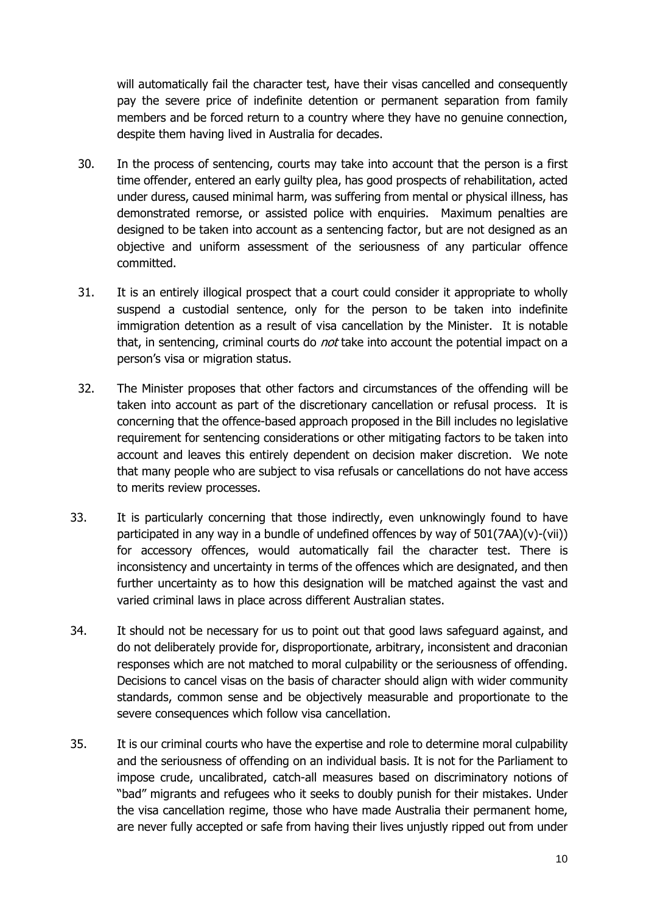will automatically fail the character test, have their visas cancelled and consequently pay the severe price of indefinite detention or permanent separation from family members and be forced return to a country where they have no genuine connection, despite them having lived in Australia for decades.

30. In the process of sentencing, courts may take into account that the person is a first time offender, entered an early guilty plea, has good prospects of rehabilitation, acted under duress, caused minimal harm, was suffering from mental or physical illness, has demonstrated remorse, or assisted police with enquiries. Maximum penalties are designed to be taken into account as a sentencing factor, but are not designed as an objective and uniform assessment of the seriousness of any particular offence committed.

31. It is an entirely illogical prospect that a court could consider it appropriate to wholly suspend a custodial sentence, only for the person to be taken into indefinite immigration detention as a result of visa cancellation by the Minister. It is notable that, in sentencing, criminal courts do *not* take into account the potential impact on a person's visa or migration status.

32. The Minister proposes that other factors and circumstances of the offending will be taken into account as part of the discretionary cancellation or refusal process. It is concerning that the offence-based approach proposed in the Bill includes no legislative requirement for sentencing considerations or other mitigating factors to be taken into account and leaves this entirely dependent on decision maker discretion. We note that many people who are subject to visa refusals or cancellations do not have access to merits review processes.

33. It is particularly concerning that those indirectly, even unknowingly found to have participated in any way in a bundle of undefined offences by way of 501(7AA)(v)-(vii)) for accessory offences, would automatically fail the character test. There is inconsistency and uncertainty in terms of the offences which are designated, and then further uncertainty as to how this designation will be matched against the vast and varied criminal laws in place across different Australian states.

34. It should not be necessary for us to point out that good laws safeguard against, and do not deliberately provide for, disproportionate, arbitrary, inconsistent and draconian responses which are not matched to moral culpability or the seriousness of offending. Decisions to cancel visas on the basis of character should align with wider community standards, common sense and be objectively measurable and proportionate to the severe consequences which follow visa cancellation.

35. It is our criminal courts who have the expertise and role to determine moral culpability and the seriousness of offending on an individual basis. It is not for the Parliament to impose crude, uncalibrated, catch-all measures based on discriminatory notions of "bad" migrants and refugees who it seeks to doubly punish for their mistakes. Under the visa cancellation regime, those who have made Australia their permanent home, are never fully accepted or safe from having their lives unjustly ripped out from under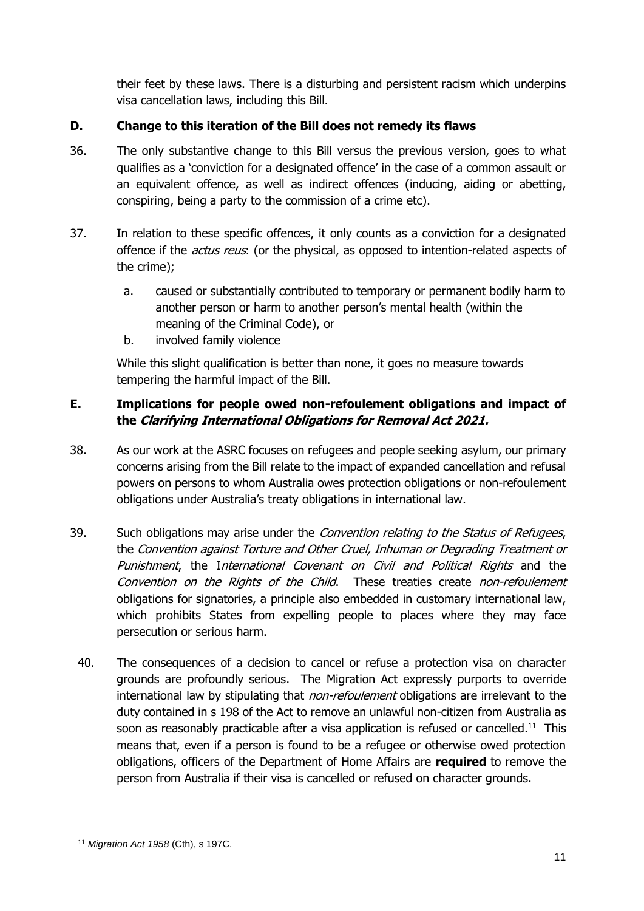their feet by these laws. There is a disturbing and persistent racism which underpins visa cancellation laws, including this Bill.

## D. Change to this iteration of the Bill does not remedy its flaws

36. The only substantive change to this Bill versus the previous version, goes to what qualifies as a 'conviction for a designated offence' in the case of a common assault or an equivalent offence, as well as indirect offences (inducing, aiding or abetting, conspiring, being a party to the commission of a crime etc).

37. In relation to these specific offences, it only counts as a conviction for a designated offence if the *actus reus*: (or the physical, as opposed to intention-related aspects of the crime);

    a. caused or substantially contributed to temporary or permanent bodily harm to another person or harm to another person's mental health (within the meaning of the Criminal Code), or
    b. involved family violence

    While this slight qualification is better than none, it goes no measure towards tempering the harmful impact of the Bill.

## E. Implications for people owed non-refoulement obligations and impact of the *Clarifying International Obligations for Removal Act 2021.*

38. As our work at the ASRC focuses on refugees and people seeking asylum, our primary concerns arising from the Bill relate to the impact of expanded cancellation and refusal powers on persons to whom Australia owes protection obligations or non-refoulement obligations under Australia's treaty obligations in international law.

39. Such obligations may arise under the *Convention relating to the Status of Refugees*, the *Convention against Torture and Other Cruel, Inhuman or Degrading Treatment or Punishment*, the *International Covenant on Civil and Political Rights* and the *Convention on the Rights of the Child*. These treaties create *non-refoulement* obligations for signatories, a principle also embedded in customary international law, which prohibits States from expelling people to places where they may face persecution or serious harm.

40. The consequences of a decision to cancel or refuse a protection visa on character grounds are profoundly serious. The Migration Act expressly purports to override international law by stipulating that *non-refoulement* obligations are irrelevant to the duty contained in s 198 of the Act to remove an unlawful non-citizen from Australia as soon as reasonably practicable after a visa application is refused or cancelled.[11] This means that, even if a person is found to be a refugee or otherwise owed protection obligations, officers of the Department of Home Affairs are **required** to remove the person from Australia if their visa is cancelled or refused on character grounds.

---

[11] *Migration Act 1958* (Cth), s 197C.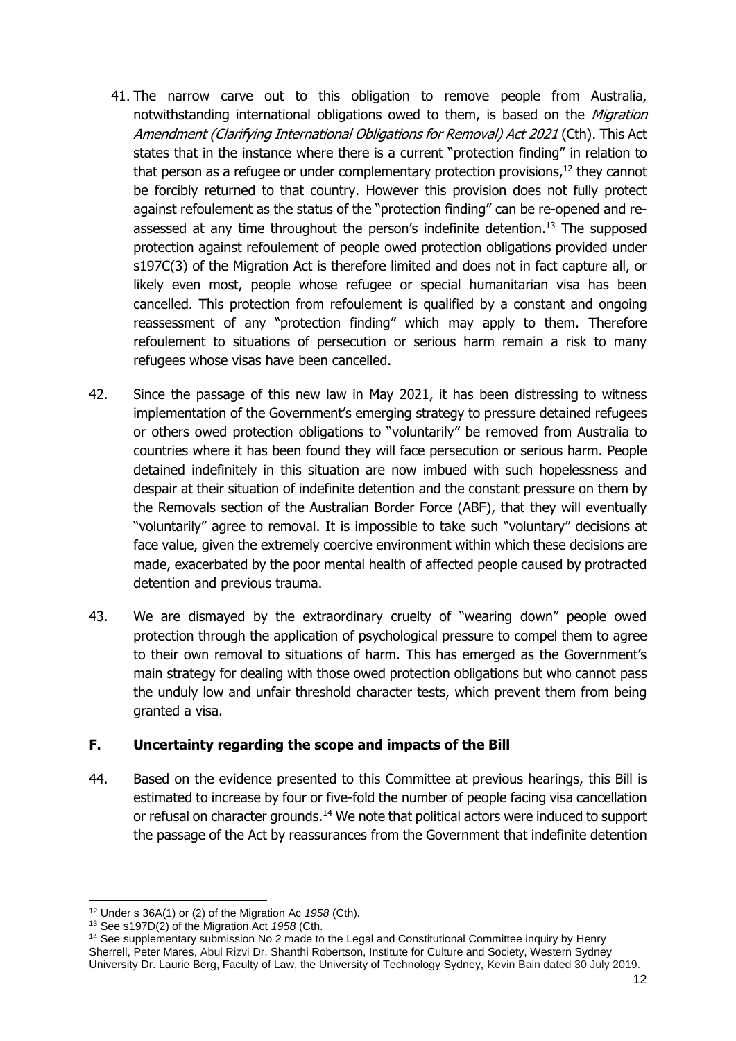41. The narrow carve out to this obligation to remove people from Australia, notwithstanding international obligations owed to them, is based on the *Migration Amendment (Clarifying International Obligations for Removal) Act 2021* (Cth). This Act states that in the instance where there is a current "protection finding" in relation to that person as a refugee or under complementary protection provisions,[12] they cannot be forcibly returned to that country. However this provision does not fully protect against refoulement as the status of the "protection finding" can be re-opened and re-assessed at any time throughout the person's indefinite detention.[13] The supposed protection against refoulement of people owed protection obligations provided under s197C(3) of the Migration Act is therefore limited and does not in fact capture all, or likely even most, people whose refugee or special humanitarian visa has been cancelled. This protection from refoulement is qualified by a constant and ongoing reassessment of any "protection finding" which may apply to them. Therefore refoulement to situations of persecution or serious harm remain a risk to many refugees whose visas have been cancelled.

42. Since the passage of this new law in May 2021, it has been distressing to witness implementation of the Government's emerging strategy to pressure detained refugees or others owed protection obligations to "voluntarily" be removed from Australia to countries where it has been found they will face persecution or serious harm. People detained indefinitely in this situation are now imbued with such hopelessness and despair at their situation of indefinite detention and the constant pressure on them by the Removals section of the Australian Border Force (ABF), that they will eventually "voluntarily" agree to removal. It is impossible to take such "voluntary" decisions at face value, given the extremely coercive environment within which these decisions are made, exacerbated by the poor mental health of affected people caused by protracted detention and previous trauma.

43. We are dismayed by the extraordinary cruelty of "wearing down" people owed protection through the application of psychological pressure to compel them to agree to their own removal to situations of harm. This has emerged as the Government's main strategy for dealing with those owed protection obligations but who cannot pass the unduly low and unfair threshold character tests, which prevent them from being granted a visa.

## F. Uncertainty regarding the scope and impacts of the Bill

44. Based on the evidence presented to this Committee at previous hearings, this Bill is estimated to increase by four or five-fold the number of people facing visa cancellation or refusal on character grounds.[14] We note that political actors were induced to support the passage of the Act by reassurances from the Government that indefinite detention

---

[12] Under s 36A(1) or (2) of the Migration Ac *1958* (Cth).

[13] See s197D(2) of the Migration Act *1958* (Cth.

[14] See supplementary submission No 2 made to the Legal and Constitutional Committee inquiry by Henry Sherrell, Peter Mares, Abul Rizvi Dr. Shanthi Robertson, Institute for Culture and Society, Western Sydney University Dr. Laurie Berg, Faculty of Law, the University of Technology Sydney, Kevin Bain dated 30 July 2019.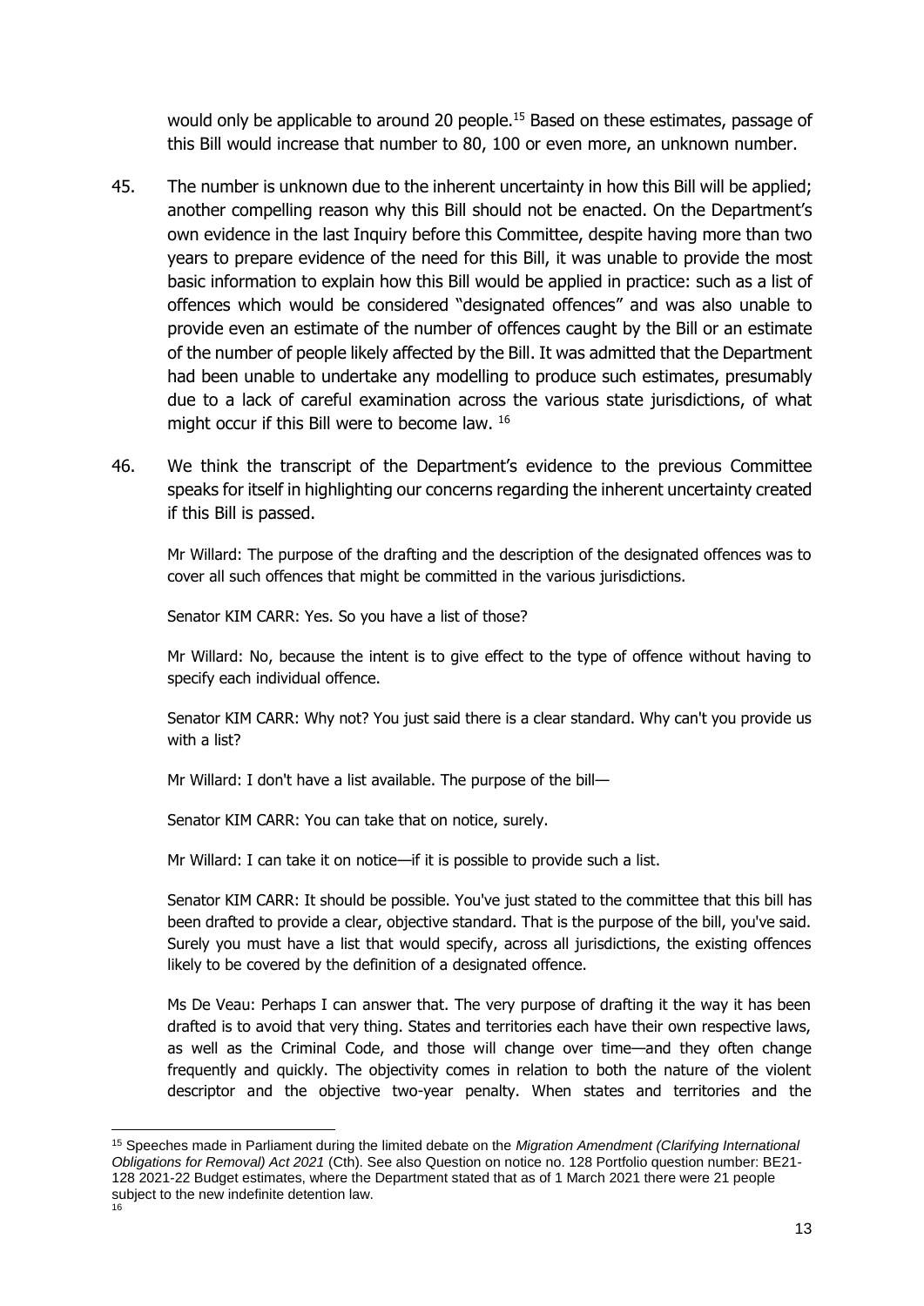would only be applicable to around 20 people.[15] Based on these estimates, passage of this Bill would increase that number to 80, 100 or even more, an unknown number.

45. The number is unknown due to the inherent uncertainty in how this Bill will be applied; another compelling reason why this Bill should not be enacted. On the Department's own evidence in the last Inquiry before this Committee, despite having more than two years to prepare evidence of the need for this Bill, it was unable to provide the most basic information to explain how this Bill would be applied in practice: such as a list of offences which would be considered "designated offences" and was also unable to provide even an estimate of the number of offences caught by the Bill or an estimate of the number of people likely affected by the Bill. It was admitted that the Department had been unable to undertake any modelling to produce such estimates, presumably due to a lack of careful examination across the various state jurisdictions, of what might occur if this Bill were to become law. [16]

46. We think the transcript of the Department's evidence to the previous Committee speaks for itself in highlighting our concerns regarding the inherent uncertainty created if this Bill is passed.

> Mr Willard: The purpose of the drafting and the description of the designated offences was to cover all such offences that might be committed in the various jurisdictions.
>
> Senator KIM CARR: Yes. So you have a list of those?
>
> Mr Willard: No, because the intent is to give effect to the type of offence without having to specify each individual offence.
>
> Senator KIM CARR: Why not? You just said there is a clear standard. Why can't you provide us with a list?
>
> Mr Willard: I don't have a list available. The purpose of the bill—
>
> Senator KIM CARR: You can take that on notice, surely.
>
> Mr Willard: I can take it on notice—if it is possible to provide such a list.
>
> Senator KIM CARR: It should be possible. You've just stated to the committee that this bill has been drafted to provide a clear, objective standard. That is the purpose of the bill, you've said. Surely you must have a list that would specify, across all jurisdictions, the existing offences likely to be covered by the definition of a designated offence.
>
> Ms De Veau: Perhaps I can answer that. The very purpose of drafting it the way it has been drafted is to avoid that very thing. States and territories each have their own respective laws, as well as the Criminal Code, and those will change over time—and they often change frequently and quickly. The objectivity comes in relation to both the nature of the violent descriptor and the objective two-year penalty. When states and territories and the

---

[15] Speeches made in Parliament during the limited debate on the *Migration Amendment (Clarifying International Obligations for Removal) Act 2021* (Cth). See also Question on notice no. 128 Portfolio question number: BE21-128 2021-22 Budget estimates, where the Department stated that as of 1 March 2021 there were 21 people subject to the new indefinite detention law.

[16]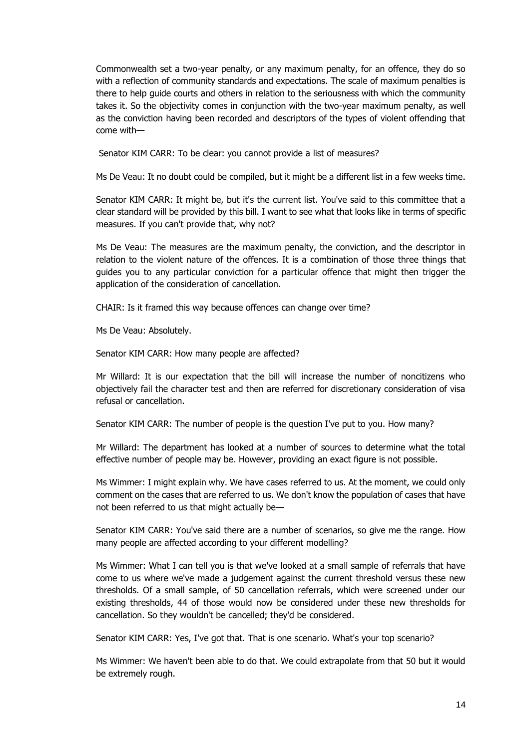Commonwealth set a two-year penalty, or any maximum penalty, for an offence, they do so with a reflection of community standards and expectations. The scale of maximum penalties is there to help guide courts and others in relation to the seriousness with which the community takes it. So the objectivity comes in conjunction with the two-year maximum penalty, as well as the conviction having been recorded and descriptors of the types of violent offending that come with—

Senator KIM CARR: To be clear: you cannot provide a list of measures?

Ms De Veau: It no doubt could be compiled, but it might be a different list in a few weeks time.

Senator KIM CARR: It might be, but it's the current list. You've said to this committee that a clear standard will be provided by this bill. I want to see what that looks like in terms of specific measures. If you can't provide that, why not?

Ms De Veau: The measures are the maximum penalty, the conviction, and the descriptor in relation to the violent nature of the offences. It is a combination of those three things that guides you to any particular conviction for a particular offence that might then trigger the application of the consideration of cancellation.

CHAIR: Is it framed this way because offences can change over time?

Ms De Veau: Absolutely.

Senator KIM CARR: How many people are affected?

Mr Willard: It is our expectation that the bill will increase the number of noncitizens who objectively fail the character test and then are referred for discretionary consideration of visa refusal or cancellation.

Senator KIM CARR: The number of people is the question I've put to you. How many?

Mr Willard: The department has looked at a number of sources to determine what the total effective number of people may be. However, providing an exact figure is not possible.

Ms Wimmer: I might explain why. We have cases referred to us. At the moment, we could only comment on the cases that are referred to us. We don't know the population of cases that have not been referred to us that might actually be—

Senator KIM CARR: You've said there are a number of scenarios, so give me the range. How many people are affected according to your different modelling?

Ms Wimmer: What I can tell you is that we've looked at a small sample of referrals that have come to us where we've made a judgement against the current threshold versus these new thresholds. Of a small sample, of 50 cancellation referrals, which were screened under our existing thresholds, 44 of those would now be considered under these new thresholds for cancellation. So they wouldn't be cancelled; they'd be considered.

Senator KIM CARR: Yes, I've got that. That is one scenario. What's your top scenario?

Ms Wimmer: We haven't been able to do that. We could extrapolate from that 50 but it would be extremely rough.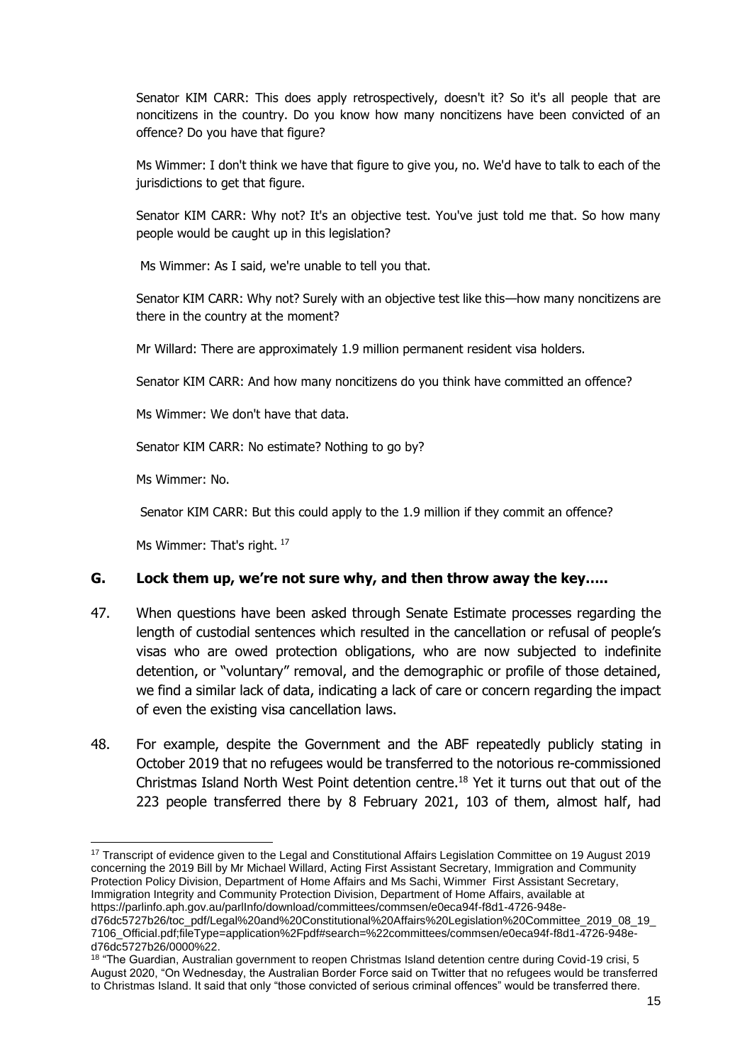Senator KIM CARR: This does apply retrospectively, doesn't it? So it's all people that are noncitizens in the country. Do you know how many noncitizens have been convicted of an offence? Do you have that figure?

Ms Wimmer: I don't think we have that figure to give you, no. We'd have to talk to each of the jurisdictions to get that figure.

Senator KIM CARR: Why not? It's an objective test. You've just told me that. So how many people would be caught up in this legislation?

Ms Wimmer: As I said, we're unable to tell you that.

Senator KIM CARR: Why not? Surely with an objective test like this—how many noncitizens are there in the country at the moment?

Mr Willard: There are approximately 1.9 million permanent resident visa holders.

Senator KIM CARR: And how many noncitizens do you think have committed an offence?

Ms Wimmer: We don't have that data.

Senator KIM CARR: No estimate? Nothing to go by?

Ms Wimmer: No.

Senator KIM CARR: But this could apply to the 1.9 million if they commit an offence?

Ms Wimmer: That's right. [17]

## G. Lock them up, we're not sure why, and then throw away the key…..

47. When questions have been asked through Senate Estimate processes regarding the length of custodial sentences which resulted in the cancellation or refusal of people's visas who are owed protection obligations, who are now subjected to indefinite detention, or "voluntary" removal, and the demographic or profile of those detained, we find a similar lack of data, indicating a lack of care or concern regarding the impact of even the existing visa cancellation laws.

48. For example, despite the Government and the ABF repeatedly publicly stating in October 2019 that no refugees would be transferred to the notorious re-commissioned Christmas Island North West Point detention centre.[18] Yet it turns out that out of the 223 people transferred there by 8 February 2021, 103 of them, almost half, had

---

[17] Transcript of evidence given to the Legal and Constitutional Affairs Legislation Committee on 19 August 2019 concerning the 2019 Bill by Mr Michael Willard, Acting First Assistant Secretary, Immigration and Community Protection Policy Division, Department of Home Affairs and Ms Sachi, Wimmer First Assistant Secretary, Immigration Integrity and Community Protection Division, Department of Home Affairs, available at https://parlinfo.aph.gov.au/parlInfo/download/committees/commsen/e0eca94f-f8d1-4726-948e-d76dc5727b26/toc_pdf/Legal%20and%20Constitutional%20Affairs%20Legislation%20Committee_2019_08_19_7106_Official.pdf;fileType=application%2Fpdf#search=%22committees/commsen/e0eca94f-f8d1-4726-948e-d76dc5727b26/0000%22.

[18] "The Guardian, Australian government to reopen Christmas Island detention centre during Covid-19 crisi, 5 August 2020, "On Wednesday, the Australian Border Force said on Twitter that no refugees would be transferred to Christmas Island. It said that only "those convicted of serious criminal offences" would be transferred there.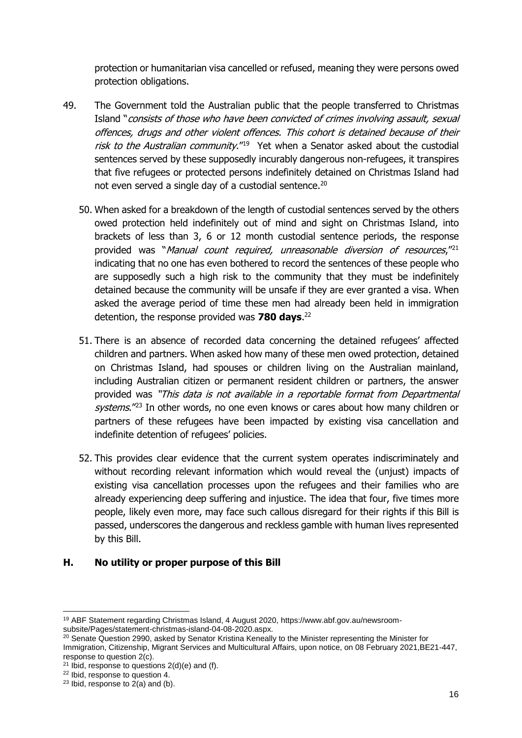protection or humanitarian visa cancelled or refused, meaning they were persons owed protection obligations.

49. The Government told the Australian public that the people transferred to Christmas Island "*consists of those who have been convicted of crimes involving assault, sexual offences, drugs and other violent offences. This cohort is detained because of their risk to the Australian community*."[19] Yet when a Senator asked about the custodial sentences served by these supposedly incurably dangerous non-refugees, it transpires that five refugees or protected persons indefinitely detained on Christmas Island had not even served a single day of a custodial sentence.[20]

50. When asked for a breakdown of the length of custodial sentences served by the others owed protection held indefinitely out of mind and sight on Christmas Island, into brackets of less than 3, 6 or 12 month custodial sentence periods, the response provided was "*Manual count required, unreasonable diversion of resources*,"[21] indicating that no one has even bothered to record the sentences of these people who are supposedly such a high risk to the community that they must be indefinitely detained because the community will be unsafe if they are ever granted a visa. When asked the average period of time these men had already been held in immigration detention, the response provided was **780 days**.[22]

51. There is an absence of recorded data concerning the detained refugees' affected children and partners. When asked how many of these men owed protection, detained on Christmas Island, had spouses or children living on the Australian mainland, including Australian citizen or permanent resident children or partners, the answer provided was "*This data is not available in a reportable format from Departmental systems*."[23] In other words, no one even knows or cares about how many children or partners of these refugees have been impacted by existing visa cancellation and indefinite detention of refugees' policies.

52. This provides clear evidence that the current system operates indiscriminately and without recording relevant information which would reveal the (unjust) impacts of existing visa cancellation processes upon the refugees and their families who are already experiencing deep suffering and injustice. The idea that four, five times more people, likely even more, may face such callous disregard for their rights if this Bill is passed, underscores the dangerous and reckless gamble with human lives represented by this Bill.

## H. No utility or proper purpose of this Bill

---

[19] ABF Statement regarding Christmas Island, 4 August 2020, https://www.abf.gov.au/newsroom-subsite/Pages/statement-christmas-island-04-08-2020.aspx.

[20] Senate Question 2990, asked by Senator Kristina Keneally to the Minister representing the Minister for Immigration, Citizenship, Migrant Services and Multicultural Affairs, upon notice, on 08 February 2021,BE21-447, response to question 2(c).

[21] Ibid, response to questions 2(d)(e) and (f).

[22] Ibid, response to question 4.

[23] Ibid, response to 2(a) and (b).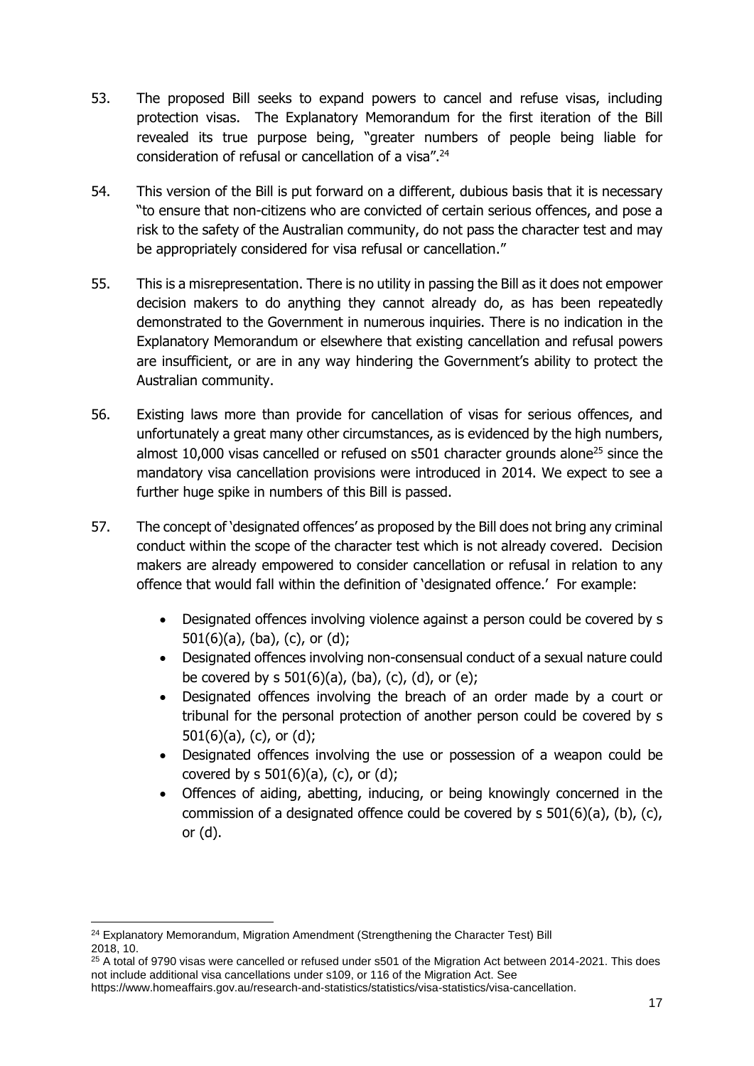53. The proposed Bill seeks to expand powers to cancel and refuse visas, including protection visas. The Explanatory Memorandum for the first iteration of the Bill revealed its true purpose being, "greater numbers of people being liable for consideration of refusal or cancellation of a visa".[24]

54. This version of the Bill is put forward on a different, dubious basis that it is necessary "to ensure that non-citizens who are convicted of certain serious offences, and pose a risk to the safety of the Australian community, do not pass the character test and may be appropriately considered for visa refusal or cancellation."

55. This is a misrepresentation. There is no utility in passing the Bill as it does not empower decision makers to do anything they cannot already do, as has been repeatedly demonstrated to the Government in numerous inquiries. There is no indication in the Explanatory Memorandum or elsewhere that existing cancellation and refusal powers are insufficient, or are in any way hindering the Government's ability to protect the Australian community.

56. Existing laws more than provide for cancellation of visas for serious offences, and unfortunately a great many other circumstances, as is evidenced by the high numbers, almost 10,000 visas cancelled or refused on s501 character grounds alone[25] since the mandatory visa cancellation provisions were introduced in 2014. We expect to see a further huge spike in numbers of this Bill is passed.

57. The concept of 'designated offences' as proposed by the Bill does not bring any criminal conduct within the scope of the character test which is not already covered. Decision makers are already empowered to consider cancellation or refusal in relation to any offence that would fall within the definition of 'designated offence.' For example:

    - Designated offences involving violence against a person could be covered by s 501(6)(a), (ba), (c), or (d);
    - Designated offences involving non-consensual conduct of a sexual nature could be covered by s 501(6)(a), (ba), (c), (d), or (e);
    - Designated offences involving the breach of an order made by a court or tribunal for the personal protection of another person could be covered by s 501(6)(a), (c), or (d);
    - Designated offences involving the use or possession of a weapon could be covered by s 501(6)(a), (c), or (d);
    - Offences of aiding, abetting, inducing, or being knowingly concerned in the commission of a designated offence could be covered by s 501(6)(a), (b), (c), or (d).

---

[24] Explanatory Memorandum, Migration Amendment (Strengthening the Character Test) Bill 2018, 10.

[25] A total of 9790 visas were cancelled or refused under s501 of the Migration Act between 2014-2021. This does not include additional visa cancellations under s109, or 116 of the Migration Act. See https://www.homeaffairs.gov.au/research-and-statistics/statistics/visa-statistics/visa-cancellation.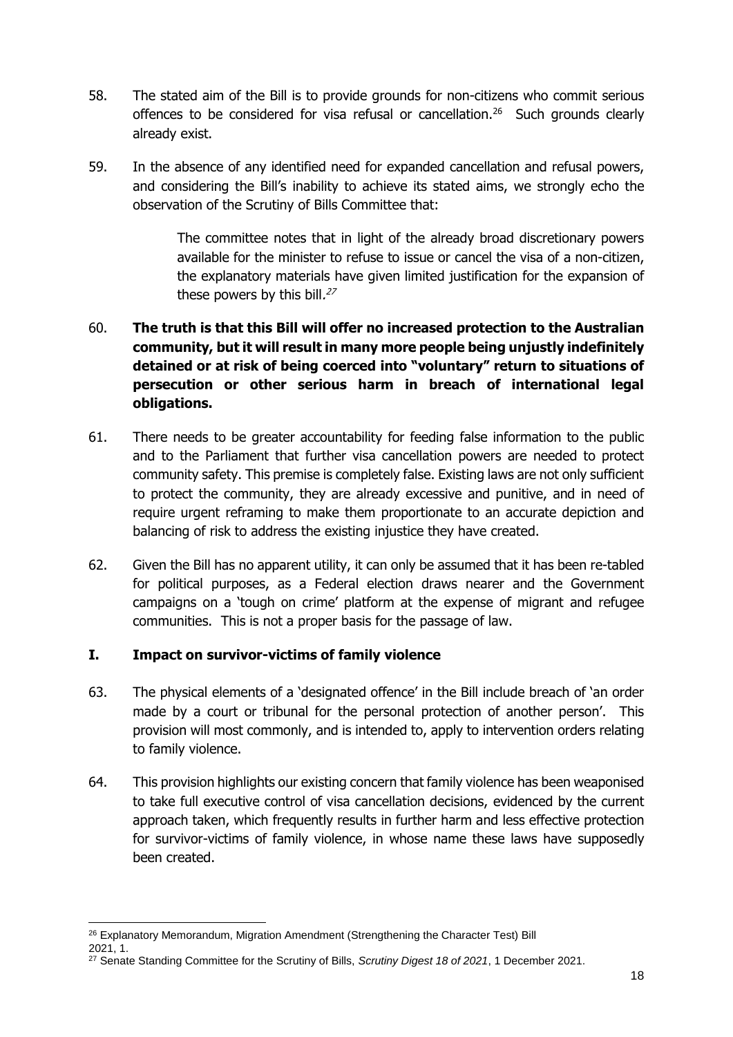58. The stated aim of the Bill is to provide grounds for non-citizens who commit serious offences to be considered for visa refusal or cancellation.[26] Such grounds clearly already exist.

59. In the absence of any identified need for expanded cancellation and refusal powers, and considering the Bill's inability to achieve its stated aims, we strongly echo the observation of the Scrutiny of Bills Committee that:

> The committee notes that in light of the already broad discretionary powers available for the minister to refuse to issue or cancel the visa of a non-citizen, the explanatory materials have given limited justification for the expansion of these powers by this bill.[27]

60. **The truth is that this Bill will offer no increased protection to the Australian community, but it will result in many more people being unjustly indefinitely detained or at risk of being coerced into "voluntary" return to situations of persecution or other serious harm in breach of international legal obligations.**

61. There needs to be greater accountability for feeding false information to the public and to the Parliament that further visa cancellation powers are needed to protect community safety. This premise is completely false. Existing laws are not only sufficient to protect the community, they are already excessive and punitive, and in need of require urgent reframing to make them proportionate to an accurate depiction and balancing of risk to address the existing injustice they have created.

62. Given the Bill has no apparent utility, it can only be assumed that it has been re-tabled for political purposes, as a Federal election draws nearer and the Government campaigns on a 'tough on crime' platform at the expense of migrant and refugee communities. This is not a proper basis for the passage of law.

## I. Impact on survivor-victims of family violence

63. The physical elements of a 'designated offence' in the Bill include breach of 'an order made by a court or tribunal for the personal protection of another person'. This provision will most commonly, and is intended to, apply to intervention orders relating to family violence.

64. This provision highlights our existing concern that family violence has been weaponised to take full executive control of visa cancellation decisions, evidenced by the current approach taken, which frequently results in further harm and less effective protection for survivor-victims of family violence, in whose name these laws have supposedly been created.

---

[26] Explanatory Memorandum, Migration Amendment (Strengthening the Character Test) Bill 2021, 1.

[27] Senate Standing Committee for the Scrutiny of Bills, *Scrutiny Digest 18 of 2021*, 1 December 2021.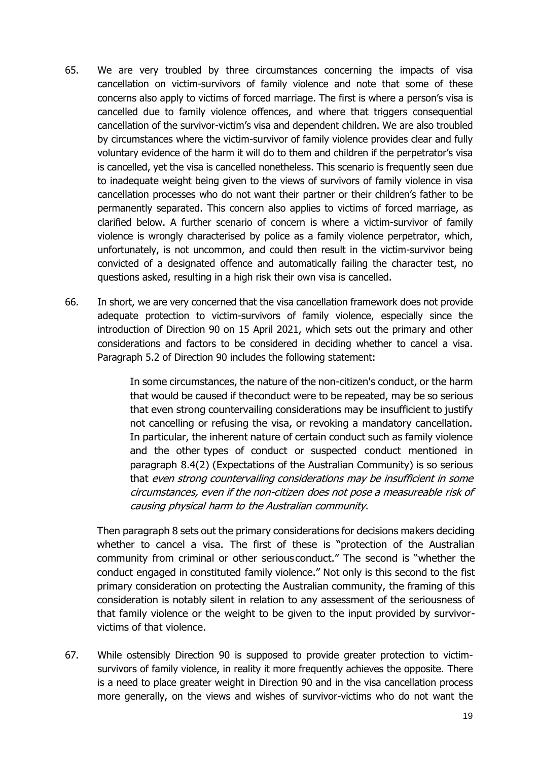65. We are very troubled by three circumstances concerning the impacts of visa cancellation on victim-survivors of family violence and note that some of these concerns also apply to victims of forced marriage. The first is where a person's visa is cancelled due to family violence offences, and where that triggers consequential cancellation of the survivor-victim's visa and dependent children. We are also troubled by circumstances where the victim-survivor of family violence provides clear and fully voluntary evidence of the harm it will do to them and children if the perpetrator's visa is cancelled, yet the visa is cancelled nonetheless. This scenario is frequently seen due to inadequate weight being given to the views of survivors of family violence in visa cancellation processes who do not want their partner or their children's father to be permanently separated. This concern also applies to victims of forced marriage, as clarified below. A further scenario of concern is where a victim-survivor of family violence is wrongly characterised by police as a family violence perpetrator, which, unfortunately, is not uncommon, and could then result in the victim-survivor being convicted of a designated offence and automatically failing the character test, no questions asked, resulting in a high risk their own visa is cancelled.

66. In short, we are very concerned that the visa cancellation framework does not provide adequate protection to victim-survivors of family violence, especially since the introduction of Direction 90 on 15 April 2021, which sets out the primary and other considerations and factors to be considered in deciding whether to cancel a visa. Paragraph 5.2 of Direction 90 includes the following statement:

> In some circumstances, the nature of the non-citizen's conduct, or the harm that would be caused if theconduct were to be repeated, may be so serious that even strong countervailing considerations may be insufficient to justify not cancelling or refusing the visa, or revoking a mandatory cancellation. In particular, the inherent nature of certain conduct such as family violence and the other types of conduct or suspected conduct mentioned in paragraph 8.4(2) (Expectations of the Australian Community) is so serious that *even strong countervailing considerations may be insufficient in some circumstances, even if the non-citizen does not pose a measureable risk of causing physical harm to the Australian community*.

Then paragraph 8 sets out the primary considerations for decisions makers deciding whether to cancel a visa. The first of these is "protection of the Australian community from criminal or other seriousconduct." The second is "whether the conduct engaged in constituted family violence." Not only is this second to the fist primary consideration on protecting the Australian community, the framing of this consideration is notably silent in relation to any assessment of the seriousness of that family violence or the weight to be given to the input provided by survivor-victims of that violence.

67. While ostensibly Direction 90 is supposed to provide greater protection to victim-survivors of family violence, in reality it more frequently achieves the opposite. There is a need to place greater weight in Direction 90 and in the visa cancellation process more generally, on the views and wishes of survivor-victims who do not want the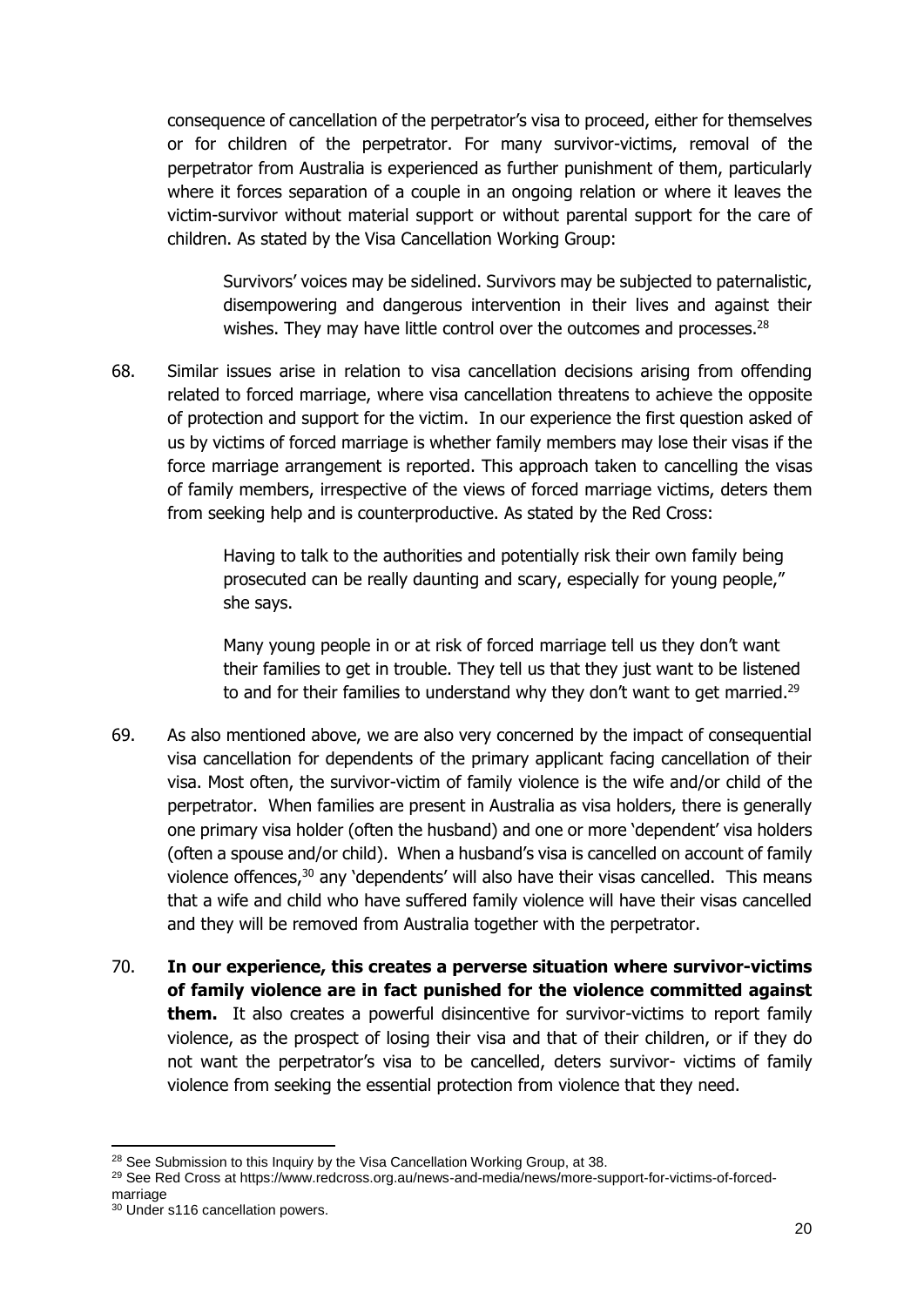consequence of cancellation of the perpetrator's visa to proceed, either for themselves or for children of the perpetrator. For many survivor-victims, removal of the perpetrator from Australia is experienced as further punishment of them, particularly where it forces separation of a couple in an ongoing relation or where it leaves the victim-survivor without material support or without parental support for the care of children. As stated by the Visa Cancellation Working Group:

> Survivors' voices may be sidelined. Survivors may be subjected to paternalistic, disempowering and dangerous intervention in their lives and against their wishes. They may have little control over the outcomes and processes.[28]

68. Similar issues arise in relation to visa cancellation decisions arising from offending related to forced marriage, where visa cancellation threatens to achieve the opposite of protection and support for the victim. In our experience the first question asked of us by victims of forced marriage is whether family members may lose their visas if the force marriage arrangement is reported. This approach taken to cancelling the visas of family members, irrespective of the views of forced marriage victims, deters them from seeking help and is counterproductive. As stated by the Red Cross:

> Having to talk to the authorities and potentially risk their own family being prosecuted can be really daunting and scary, especially for young people," she says.
>
> Many young people in or at risk of forced marriage tell us they don't want their families to get in trouble. They tell us that they just want to be listened to and for their families to understand why they don't want to get married.[29]

69. As also mentioned above, we are also very concerned by the impact of consequential visa cancellation for dependents of the primary applicant facing cancellation of their visa. Most often, the survivor-victim of family violence is the wife and/or child of the perpetrator. When families are present in Australia as visa holders, there is generally one primary visa holder (often the husband) and one or more 'dependent' visa holders (often a spouse and/or child). When a husband's visa is cancelled on account of family violence offences,[30] any 'dependents' will also have their visas cancelled. This means that a wife and child who have suffered family violence will have their visas cancelled and they will be removed from Australia together with the perpetrator.

70. **In our experience, this creates a perverse situation where survivor-victims of family violence are in fact punished for the violence committed against them.** It also creates a powerful disincentive for survivor-victims to report family violence, as the prospect of losing their visa and that of their children, or if they do not want the perpetrator's visa to be cancelled, deters survivor- victims of family violence from seeking the essential protection from violence that they need.

---

[28] See Submission to this Inquiry by the Visa Cancellation Working Group, at 38.

[29] See Red Cross at https://www.redcross.org.au/news-and-media/news/more-support-for-victims-of-forced-marriage

[30] Under s116 cancellation powers.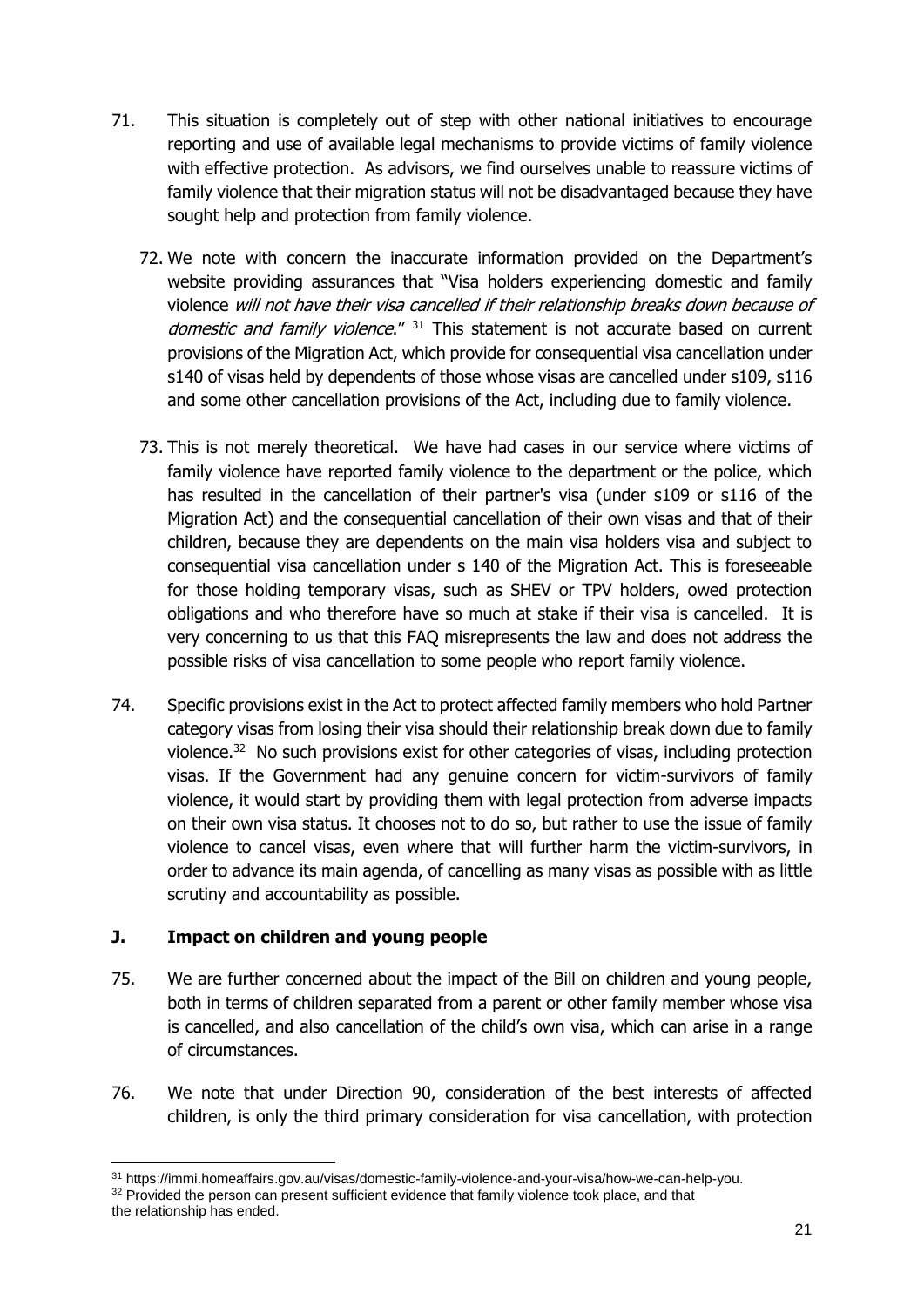71. This situation is completely out of step with other national initiatives to encourage reporting and use of available legal mechanisms to provide victims of family violence with effective protection. As advisors, we find ourselves unable to reassure victims of family violence that their migration status will not be disadvantaged because they have sought help and protection from family violence.

72. We note with concern the inaccurate information provided on the Department's website providing assurances that "Visa holders experiencing domestic and family violence *will not have their visa cancelled if their relationship breaks down because of domestic and family violence*." [31] This statement is not accurate based on current provisions of the Migration Act, which provide for consequential visa cancellation under s140 of visas held by dependents of those whose visas are cancelled under s109, s116 and some other cancellation provisions of the Act, including due to family violence.

73. This is not merely theoretical. We have had cases in our service where victims of family violence have reported family violence to the department or the police, which has resulted in the cancellation of their partner's visa (under s109 or s116 of the Migration Act) and the consequential cancellation of their own visas and that of their children, because they are dependents on the main visa holders visa and subject to consequential visa cancellation under s 140 of the Migration Act. This is foreseeable for those holding temporary visas, such as SHEV or TPV holders, owed protection obligations and who therefore have so much at stake if their visa is cancelled. It is very concerning to us that this FAQ misrepresents the law and does not address the possible risks of visa cancellation to some people who report family violence.

74. Specific provisions exist in the Act to protect affected family members who hold Partner category visas from losing their visa should their relationship break down due to family violence.[32] No such provisions exist for other categories of visas, including protection visas. If the Government had any genuine concern for victim-survivors of family violence, it would start by providing them with legal protection from adverse impacts on their own visa status. It chooses not to do so, but rather to use the issue of family violence to cancel visas, even where that will further harm the victim-survivors, in order to advance its main agenda, of cancelling as many visas as possible with as little scrutiny and accountability as possible.

## J. Impact on children and young people

75. We are further concerned about the impact of the Bill on children and young people, both in terms of children separated from a parent or other family member whose visa is cancelled, and also cancellation of the child's own visa, which can arise in a range of circumstances.

76. We note that under Direction 90, consideration of the best interests of affected children, is only the third primary consideration for visa cancellation, with protection

---

[31] https://immi.homeaffairs.gov.au/visas/domestic-family-violence-and-your-visa/how-we-can-help-you.

[32] Provided the person can present sufficient evidence that family violence took place, and that the relationship has ended.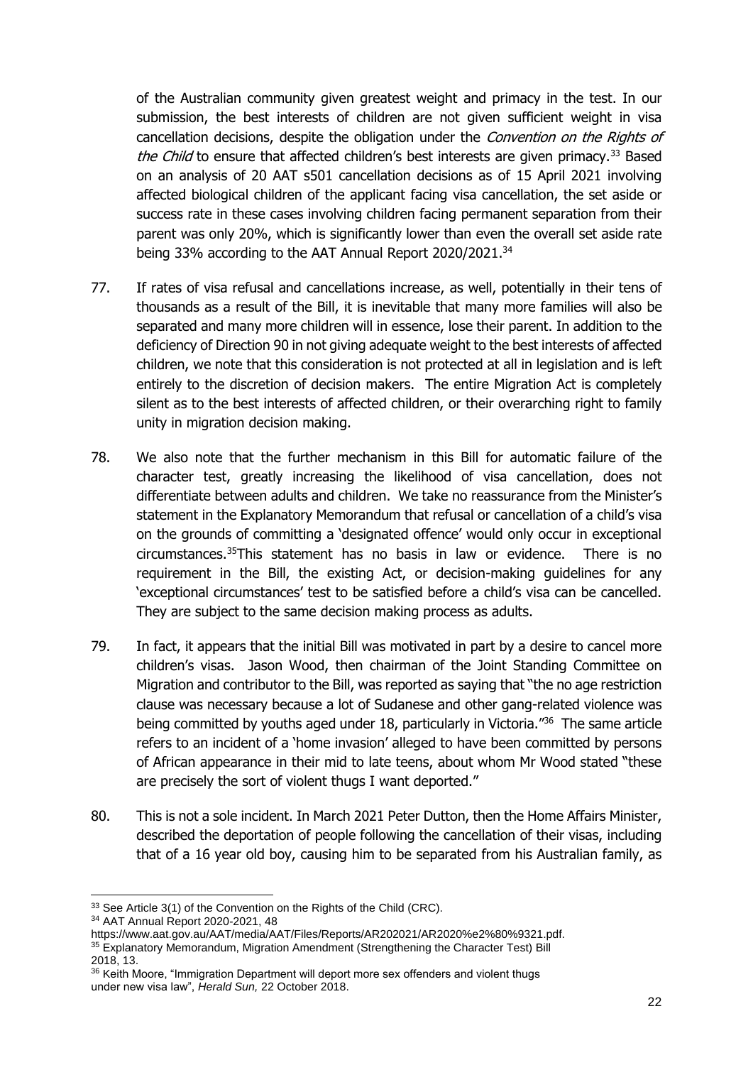of the Australian community given greatest weight and primacy in the test. In our submission, the best interests of children are not given sufficient weight in visa cancellation decisions, despite the obligation under the *Convention on the Rights of the Child* to ensure that affected children's best interests are given primacy.[33] Based on an analysis of 20 AAT s501 cancellation decisions as of 15 April 2021 involving affected biological children of the applicant facing visa cancellation, the set aside or success rate in these cases involving children facing permanent separation from their parent was only 20%, which is significantly lower than even the overall set aside rate being 33% according to the AAT Annual Report 2020/2021.[34]

77. If rates of visa refusal and cancellations increase, as well, potentially in their tens of thousands as a result of the Bill, it is inevitable that many more families will also be separated and many more children will in essence, lose their parent. In addition to the deficiency of Direction 90 in not giving adequate weight to the best interests of affected children, we note that this consideration is not protected at all in legislation and is left entirely to the discretion of decision makers. The entire Migration Act is completely silent as to the best interests of affected children, or their overarching right to family unity in migration decision making.

78. We also note that the further mechanism in this Bill for automatic failure of the character test, greatly increasing the likelihood of visa cancellation, does not differentiate between adults and children. We take no reassurance from the Minister's statement in the Explanatory Memorandum that refusal or cancellation of a child's visa on the grounds of committing a 'designated offence' would only occur in exceptional circumstances.[35] This statement has no basis in law or evidence. There is no requirement in the Bill, the existing Act, or decision-making guidelines for any 'exceptional circumstances' test to be satisfied before a child's visa can be cancelled. They are subject to the same decision making process as adults.

79. In fact, it appears that the initial Bill was motivated in part by a desire to cancel more children's visas. Jason Wood, then chairman of the Joint Standing Committee on Migration and contributor to the Bill, was reported as saying that "the no age restriction clause was necessary because a lot of Sudanese and other gang-related violence was being committed by youths aged under 18, particularly in Victoria."[36] The same article refers to an incident of a 'home invasion' alleged to have been committed by persons of African appearance in their mid to late teens, about whom Mr Wood stated "these are precisely the sort of violent thugs I want deported."

80. This is not a sole incident. In March 2021 Peter Dutton, then the Home Affairs Minister, described the deportation of people following the cancellation of their visas, including that of a 16 year old boy, causing him to be separated from his Australian family, as

---

[33] See Article 3(1) of the Convention on the Rights of the Child (CRC).

[34] AAT Annual Report 2020-2021, 48 https://www.aat.gov.au/AAT/media/AAT/Files/Reports/AR202021/AR2020%e2%80%9321.pdf.

[35] Explanatory Memorandum, Migration Amendment (Strengthening the Character Test) Bill 2018, 13.

[36] Keith Moore, "Immigration Department will deport more sex offenders and violent thugs under new visa law", *Herald Sun,* 22 October 2018.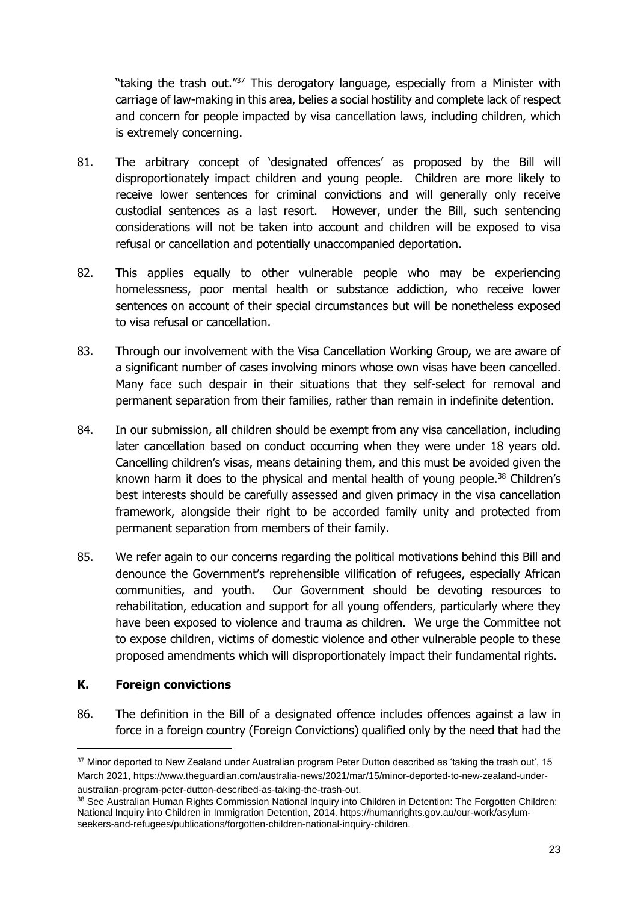"taking the trash out."[37] This derogatory language, especially from a Minister with carriage of law-making in this area, belies a social hostility and complete lack of respect and concern for people impacted by visa cancellation laws, including children, which is extremely concerning.

81. The arbitrary concept of 'designated offences' as proposed by the Bill will disproportionately impact children and young people. Children are more likely to receive lower sentences for criminal convictions and will generally only receive custodial sentences as a last resort. However, under the Bill, such sentencing considerations will not be taken into account and children will be exposed to visa refusal or cancellation and potentially unaccompanied deportation.

82. This applies equally to other vulnerable people who may be experiencing homelessness, poor mental health or substance addiction, who receive lower sentences on account of their special circumstances but will be nonetheless exposed to visa refusal or cancellation.

83. Through our involvement with the Visa Cancellation Working Group, we are aware of a significant number of cases involving minors whose own visas have been cancelled. Many face such despair in their situations that they self-select for removal and permanent separation from their families, rather than remain in indefinite detention.

84. In our submission, all children should be exempt from any visa cancellation, including later cancellation based on conduct occurring when they were under 18 years old. Cancelling children's visas, means detaining them, and this must be avoided given the known harm it does to the physical and mental health of young people.[38] Children's best interests should be carefully assessed and given primacy in the visa cancellation framework, alongside their right to be accorded family unity and protected from permanent separation from members of their family.

85. We refer again to our concerns regarding the political motivations behind this Bill and denounce the Government's reprehensible vilification of refugees, especially African communities, and youth. Our Government should be devoting resources to rehabilitation, education and support for all young offenders, particularly where they have been exposed to violence and trauma as children. We urge the Committee not to expose children, victims of domestic violence and other vulnerable people to these proposed amendments which will disproportionately impact their fundamental rights.

## K. Foreign convictions

86. The definition in the Bill of a designated offence includes offences against a law in force in a foreign country (Foreign Convictions) qualified only by the need that had the

---

[37] Minor deported to New Zealand under Australian program Peter Dutton described as 'taking the trash out', 15 March 2021, https://www.theguardian.com/australia-news/2021/mar/15/minor-deported-to-new-zealand-under-australian-program-peter-dutton-described-as-taking-the-trash-out.

[38] See Australian Human Rights Commission National Inquiry into Children in Detention: The Forgotten Children: National Inquiry into Children in Immigration Detention, 2014. https://humanrights.gov.au/our-work/asylum-seekers-and-refugees/publications/forgotten-children-national-inquiry-children.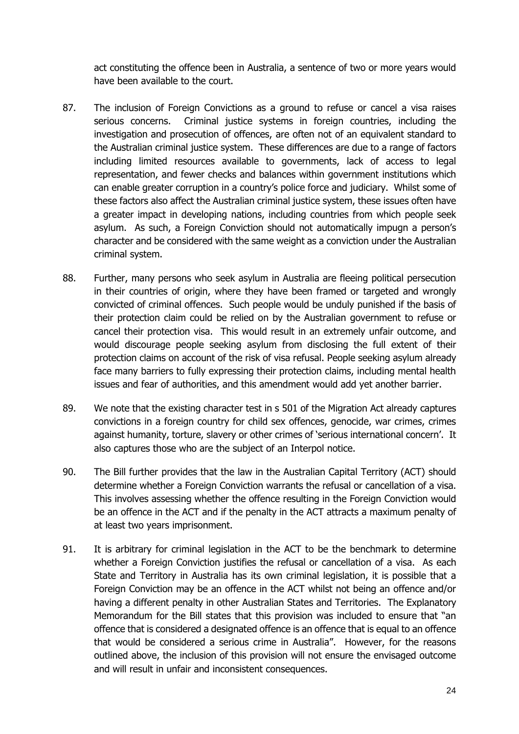act constituting the offence been in Australia, a sentence of two or more years would have been available to the court.

87. The inclusion of Foreign Convictions as a ground to refuse or cancel a visa raises serious concerns. Criminal justice systems in foreign countries, including the investigation and prosecution of offences, are often not of an equivalent standard to the Australian criminal justice system. These differences are due to a range of factors including limited resources available to governments, lack of access to legal representation, and fewer checks and balances within government institutions which can enable greater corruption in a country's police force and judiciary. Whilst some of these factors also affect the Australian criminal justice system, these issues often have a greater impact in developing nations, including countries from which people seek asylum. As such, a Foreign Conviction should not automatically impugn a person's character and be considered with the same weight as a conviction under the Australian criminal system.

88. Further, many persons who seek asylum in Australia are fleeing political persecution in their countries of origin, where they have been framed or targeted and wrongly convicted of criminal offences. Such people would be unduly punished if the basis of their protection claim could be relied on by the Australian government to refuse or cancel their protection visa. This would result in an extremely unfair outcome, and would discourage people seeking asylum from disclosing the full extent of their protection claims on account of the risk of visa refusal. People seeking asylum already face many barriers to fully expressing their protection claims, including mental health issues and fear of authorities, and this amendment would add yet another barrier.

89. We note that the existing character test in s 501 of the Migration Act already captures convictions in a foreign country for child sex offences, genocide, war crimes, crimes against humanity, torture, slavery or other crimes of 'serious international concern'. It also captures those who are the subject of an Interpol notice.

90. The Bill further provides that the law in the Australian Capital Territory (ACT) should determine whether a Foreign Conviction warrants the refusal or cancellation of a visa. This involves assessing whether the offence resulting in the Foreign Conviction would be an offence in the ACT and if the penalty in the ACT attracts a maximum penalty of at least two years imprisonment.

91. It is arbitrary for criminal legislation in the ACT to be the benchmark to determine whether a Foreign Conviction justifies the refusal or cancellation of a visa. As each State and Territory in Australia has its own criminal legislation, it is possible that a Foreign Conviction may be an offence in the ACT whilst not being an offence and/or having a different penalty in other Australian States and Territories. The Explanatory Memorandum for the Bill states that this provision was included to ensure that "an offence that is considered a designated offence is an offence that is equal to an offence that would be considered a serious crime in Australia". However, for the reasons outlined above, the inclusion of this provision will not ensure the envisaged outcome and will result in unfair and inconsistent consequences.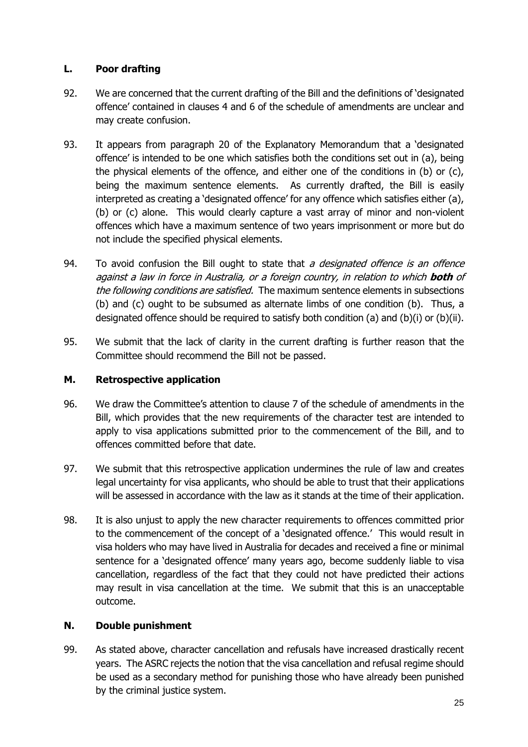## L. Poor drafting

92. We are concerned that the current drafting of the Bill and the definitions of 'designated offence' contained in clauses 4 and 6 of the schedule of amendments are unclear and may create confusion.

93. It appears from paragraph 20 of the Explanatory Memorandum that a 'designated offence' is intended to be one which satisfies both the conditions set out in (a), being the physical elements of the offence, and either one of the conditions in (b) or (c), being the maximum sentence elements. As currently drafted, the Bill is easily interpreted as creating a 'designated offence' for any offence which satisfies either (a), (b) or (c) alone. This would clearly capture a vast array of minor and non-violent offences which have a maximum sentence of two years imprisonment or more but do not include the specified physical elements.

94. To avoid confusion the Bill ought to state that *a designated offence is an offence against a law in force in Australia, or a foreign country, in relation to which **both** of the following conditions are satisfied.* The maximum sentence elements in subsections (b) and (c) ought to be subsumed as alternate limbs of one condition (b). Thus, a designated offence should be required to satisfy both condition (a) and (b)(i) or (b)(ii).

95. We submit that the lack of clarity in the current drafting is further reason that the Committee should recommend the Bill not be passed.

## M. Retrospective application

96. We draw the Committee's attention to clause 7 of the schedule of amendments in the Bill, which provides that the new requirements of the character test are intended to apply to visa applications submitted prior to the commencement of the Bill, and to offences committed before that date.

97. We submit that this retrospective application undermines the rule of law and creates legal uncertainty for visa applicants, who should be able to trust that their applications will be assessed in accordance with the law as it stands at the time of their application.

98. It is also unjust to apply the new character requirements to offences committed prior to the commencement of the concept of a 'designated offence.' This would result in visa holders who may have lived in Australia for decades and received a fine or minimal sentence for a 'designated offence' many years ago, become suddenly liable to visa cancellation, regardless of the fact that they could not have predicted their actions may result in visa cancellation at the time. We submit that this is an unacceptable outcome.

## N. Double punishment

99. As stated above, character cancellation and refusals have increased drastically recent years. The ASRC rejects the notion that the visa cancellation and refusal regime should be used as a secondary method for punishing those who have already been punished by the criminal justice system.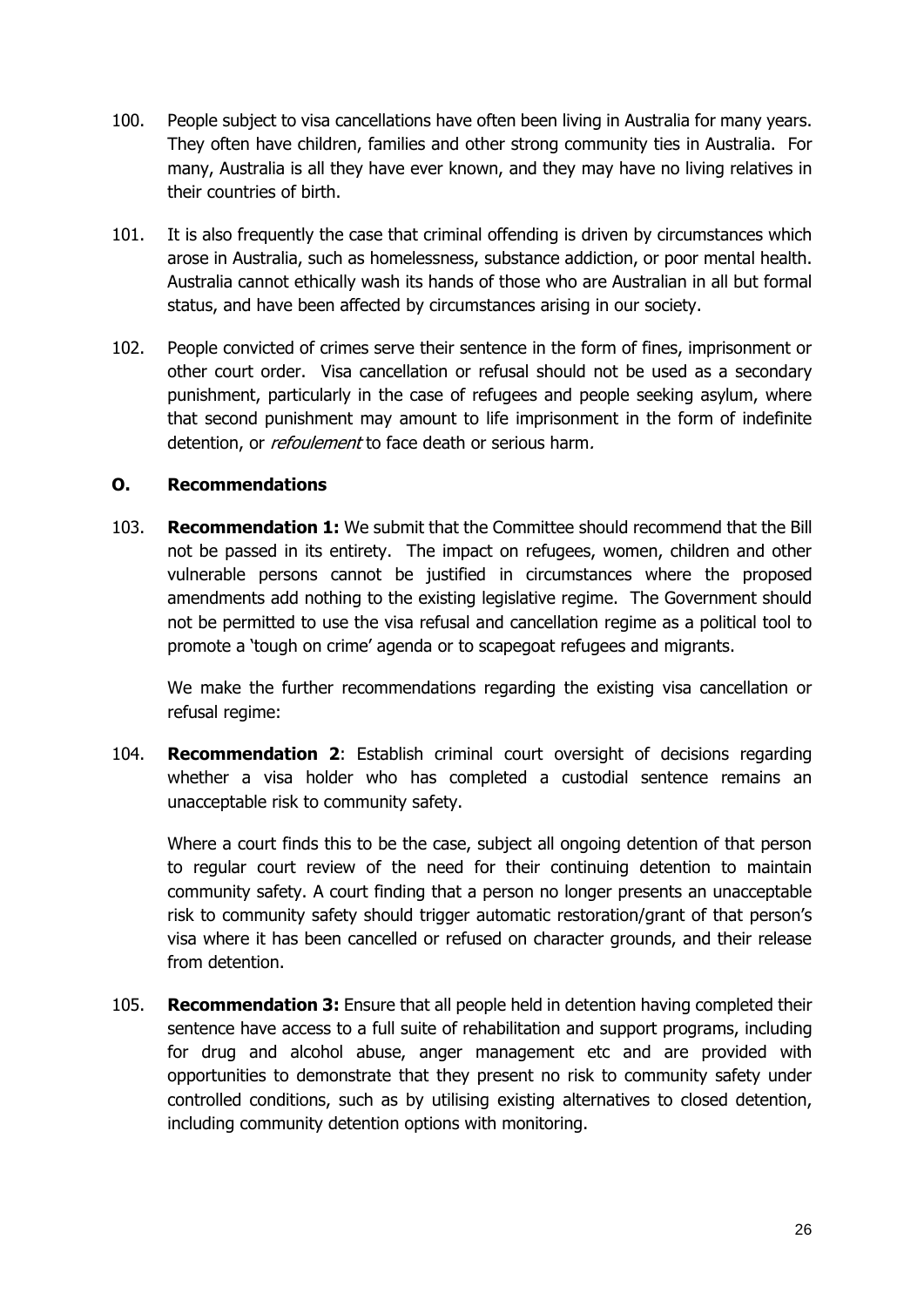100. People subject to visa cancellations have often been living in Australia for many years. They often have children, families and other strong community ties in Australia. For many, Australia is all they have ever known, and they may have no living relatives in their countries of birth.

101. It is also frequently the case that criminal offending is driven by circumstances which arose in Australia, such as homelessness, substance addiction, or poor mental health. Australia cannot ethically wash its hands of those who are Australian in all but formal status, and have been affected by circumstances arising in our society.

102. People convicted of crimes serve their sentence in the form of fines, imprisonment or other court order. Visa cancellation or refusal should not be used as a secondary punishment, particularly in the case of refugees and people seeking asylum, where that second punishment may amount to life imprisonment in the form of indefinite detention, or *refoulement* to face death or serious harm.

## O. Recommendations

103. **Recommendation 1:** We submit that the Committee should recommend that the Bill not be passed in its entirety. The impact on refugees, women, children and other vulnerable persons cannot be justified in circumstances where the proposed amendments add nothing to the existing legislative regime. The Government should not be permitted to use the visa refusal and cancellation regime as a political tool to promote a 'tough on crime' agenda or to scapegoat refugees and migrants.

We make the further recommendations regarding the existing visa cancellation or refusal regime:

104. **Recommendation 2**: Establish criminal court oversight of decisions regarding whether a visa holder who has completed a custodial sentence remains an unacceptable risk to community safety.

Where a court finds this to be the case, subject all ongoing detention of that person to regular court review of the need for their continuing detention to maintain community safety. A court finding that a person no longer presents an unacceptable risk to community safety should trigger automatic restoration/grant of that person's visa where it has been cancelled or refused on character grounds, and their release from detention.

105. **Recommendation 3:** Ensure that all people held in detention having completed their sentence have access to a full suite of rehabilitation and support programs, including for drug and alcohol abuse, anger management etc and are provided with opportunities to demonstrate that they present no risk to community safety under controlled conditions, such as by utilising existing alternatives to closed detention, including community detention options with monitoring.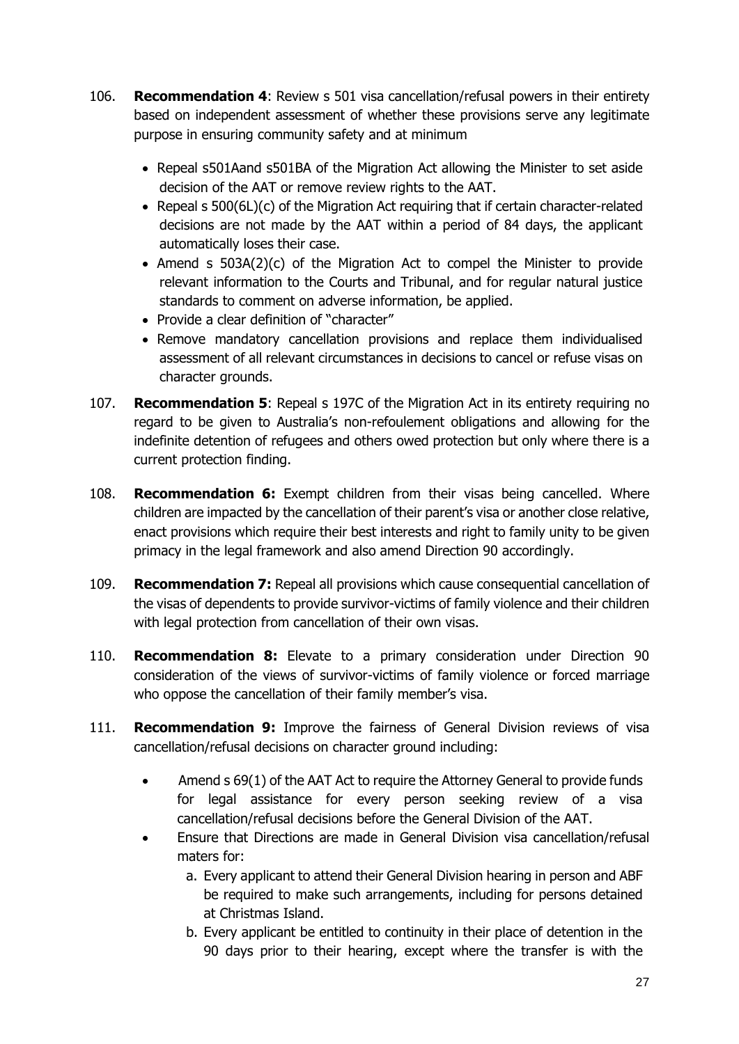106. **Recommendation 4**: Review s 501 visa cancellation/refusal powers in their entirety based on independent assessment of whether these provisions serve any legitimate purpose in ensuring community safety and at minimum

    - Repeal s501Aand s501BA of the Migration Act allowing the Minister to set aside decision of the AAT or remove review rights to the AAT.
    - Repeal s 500(6L)(c) of the Migration Act requiring that if certain character-related decisions are not made by the AAT within a period of 84 days, the applicant automatically loses their case.
    - Amend s 503A(2)(c) of the Migration Act to compel the Minister to provide relevant information to the Courts and Tribunal, and for regular natural justice standards to comment on adverse information, be applied.
    - Provide a clear definition of "character"
    - Remove mandatory cancellation provisions and replace them individualised assessment of all relevant circumstances in decisions to cancel or refuse visas on character grounds.

107. **Recommendation 5**: Repeal s 197C of the Migration Act in its entirety requiring no regard to be given to Australia's non-refoulement obligations and allowing for the indefinite detention of refugees and others owed protection but only where there is a current protection finding.

108. **Recommendation 6:** Exempt children from their visas being cancelled. Where children are impacted by the cancellation of their parent's visa or another close relative, enact provisions which require their best interests and right to family unity to be given primacy in the legal framework and also amend Direction 90 accordingly.

109. **Recommendation 7:** Repeal all provisions which cause consequential cancellation of the visas of dependents to provide survivor-victims of family violence and their children with legal protection from cancellation of their own visas.

110. **Recommendation 8:** Elevate to a primary consideration under Direction 90 consideration of the views of survivor-victims of family violence or forced marriage who oppose the cancellation of their family member's visa.

111. **Recommendation 9:** Improve the fairness of General Division reviews of visa cancellation/refusal decisions on character ground including:

    - Amend s 69(1) of the AAT Act to require the Attorney General to provide funds for legal assistance for every person seeking review of a visa cancellation/refusal decisions before the General Division of the AAT.
    - Ensure that Directions are made in General Division visa cancellation/refusal maters for:
        a. Every applicant to attend their General Division hearing in person and ABF be required to make such arrangements, including for persons detained at Christmas Island.
        b. Every applicant be entitled to continuity in their place of detention in the 90 days prior to their hearing, except where the transfer is with the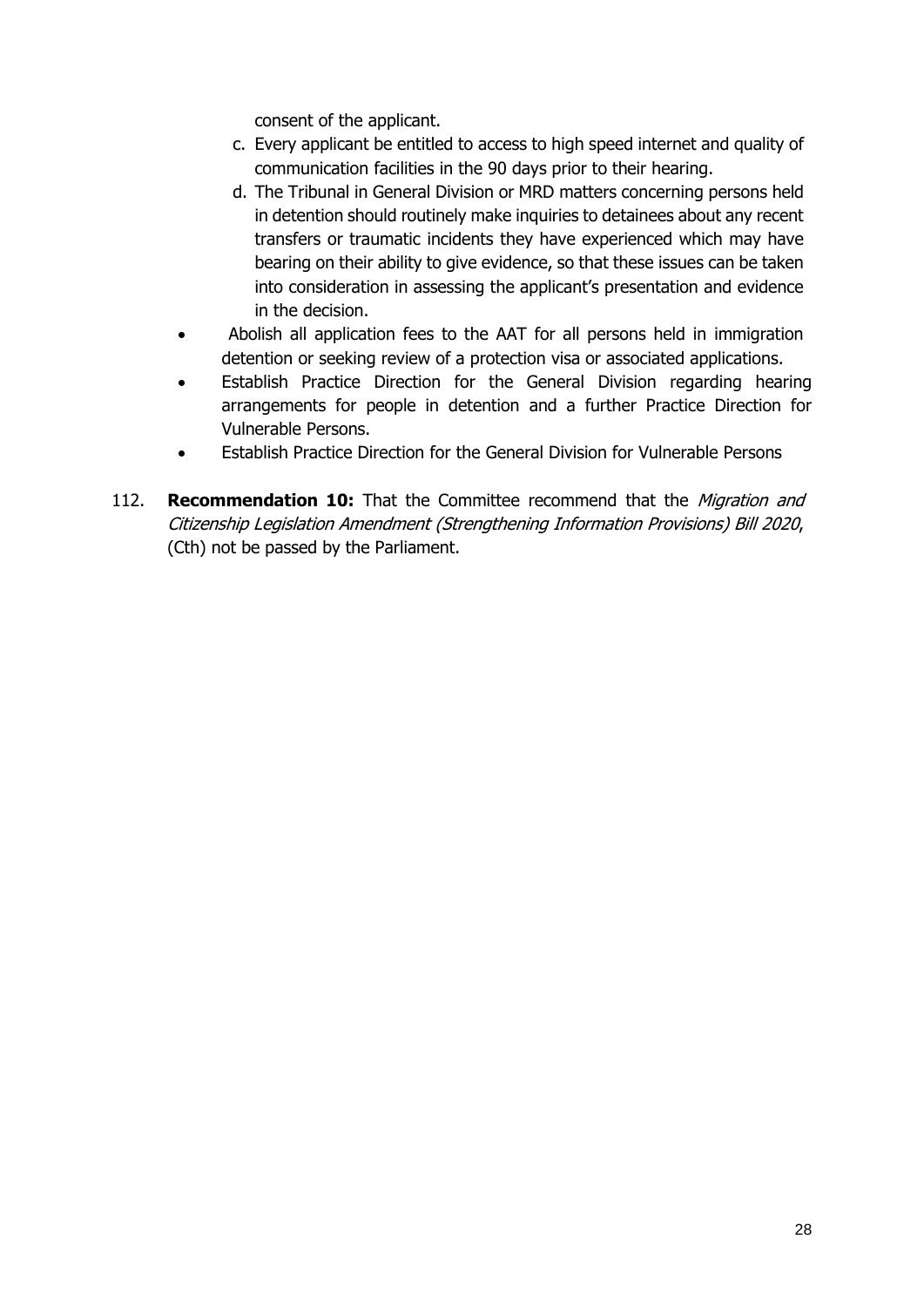consent of the applicant.

c. Every applicant be entitled to access to high speed internet and quality of communication facilities in the 90 days prior to their hearing.

d. The Tribunal in General Division or MRD matters concerning persons held in detention should routinely make inquiries to detainees about any recent transfers or traumatic incidents they have experienced which may have bearing on their ability to give evidence, so that these issues can be taken into consideration in assessing the applicant's presentation and evidence in the decision.

- Abolish all application fees to the AAT for all persons held in immigration detention or seeking review of a protection visa or associated applications.
- Establish Practice Direction for the General Division regarding hearing arrangements for people in detention and a further Practice Direction for Vulnerable Persons.
- Establish Practice Direction for the General Division for Vulnerable Persons

112. **Recommendation 10:** That the Committee recommend that the *Migration and Citizenship Legislation Amendment (Strengthening Information Provisions) Bill 2020*, (Cth) not be passed by the Parliament.